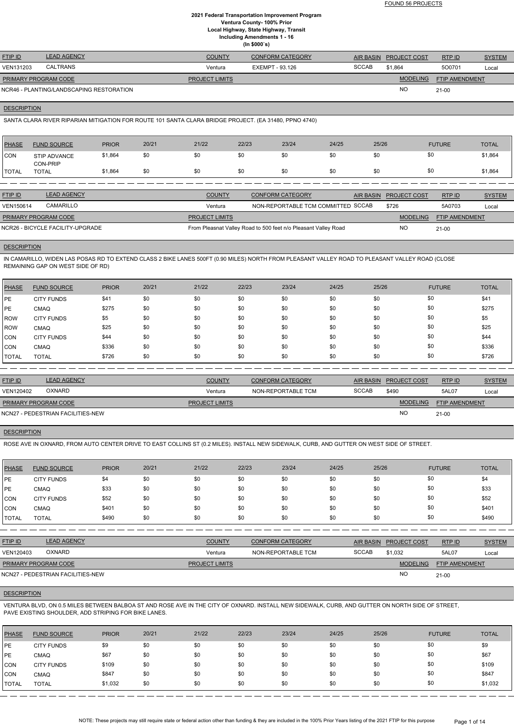FOUND 56 PROJECTS

# 2021 Federal Transportation Improvement Program
## Ventura County- 100% Prior
## Local Highway, State Highway, Transit
## Including Amendments 1 - 16
## (In $000`s)

| FTIP ID | LEAD AGENCY | COUNTY | CONFORM CATEGORY | AIR BASIN | PROJECT COST | RTP ID | SYSTEM |
|---|---|---|---|---|---|---|---|
| VEN131203 | CALTRANS | Ventura | EXEMPT - 93.126 | SCCAB | $1,864 | 5O0701 | Local |

| PRIMARY PROGRAM CODE | PROJECT LIMITS | MODELING | FTIP AMENDMENT |
|---|---|---|---|
| NCR46 - PLANTING/LANDSCAPING RESTORATION | | NO | 21-00 |

**DESCRIPTION**

SANTA CLARA RIVER RIPARIAN MITIGATION FOR ROUTE 101 SANTA CLARA BRIDGE PROJECT. (EA 31480, PPNO 4740)

| PHASE | FUND SOURCE | PRIOR | 20/21 | 21/22 | 22/23 | 23/24 | 24/25 | 25/26 | FUTURE | TOTAL |
|---|---|---|---|---|---|---|---|---|---|---|
| CON | STIP ADVANCE CON-PRIP | $1,864 | $0 | $0 | $0 | $0 | $0 | $0 | $0 | $1,864 |
| TOTAL | TOTAL | $1,864 | $0 | $0 | $0 | $0 | $0 | $0 | $0 | $1,864 |

| FTIP ID | LEAD AGENCY | COUNTY | CONFORM CATEGORY | AIR BASIN | PROJECT COST | RTP ID | SYSTEM |
|---|---|---|---|---|---|---|---|
| VEN150614 | CAMARILLO | Ventura | NON-REPORTABLE TCM COMMITTED | SCCAB | $726 | 5A0703 | Local |

| PRIMARY PROGRAM CODE | PROJECT LIMITS | MODELING | FTIP AMENDMENT |
|---|---|---|---|
| NCR26 - BICYCLE FACILITY-UPGRADE | From Pleasnat Valley Road to 500 feet n/o Pleasant Valley Road | NO | 21-00 |

**DESCRIPTION**

IN CAMARILLO, WIDEN LAS POSAS RD TO EXTEND CLASS 2 BIKE LANES 500FT (0.90 MILES) NORTH FROM PLEASANT VALLEY ROAD TO PLEASANT VALLEY ROAD (CLOSE REMAINING GAP ON WEST SIDE OF RD)

| PHASE | FUND SOURCE | PRIOR | 20/21 | 21/22 | 22/23 | 23/24 | 24/25 | 25/26 | FUTURE | TOTAL |
|---|---|---|---|---|---|---|---|---|---|---|
| PE | CITY FUNDS | $41 | $0 | $0 | $0 | $0 | $0 | $0 | $0 | $41 |
| PE | CMAQ | $275 | $0 | $0 | $0 | $0 | $0 | $0 | $0 | $275 |
| ROW | CITY FUNDS | $5 | $0 | $0 | $0 | $0 | $0 | $0 | $0 | $5 |
| ROW | CMAQ | $25 | $0 | $0 | $0 | $0 | $0 | $0 | $0 | $25 |
| CON | CITY FUNDS | $44 | $0 | $0 | $0 | $0 | $0 | $0 | $0 | $44 |
| CON | CMAQ | $336 | $0 | $0 | $0 | $0 | $0 | $0 | $0 | $336 |
| TOTAL | TOTAL | $726 | $0 | $0 | $0 | $0 | $0 | $0 | $0 | $726 |

| FTIP ID | LEAD AGENCY | COUNTY | CONFORM CATEGORY | AIR BASIN | PROJECT COST | RTP ID | SYSTEM |
|---|---|---|---|---|---|---|---|
| VEN120402 | OXNARD | Ventura | NON-REPORTABLE TCM | SCCAB | $490 | 5AL07 | Local |

| PRIMARY PROGRAM CODE | PROJECT LIMITS | MODELING | FTIP AMENDMENT |
|---|---|---|---|
| NCN27 - PEDESTRIAN FACILITIES-NEW | | NO | 21-00 |

**DESCRIPTION**

ROSE AVE IN OXNARD, FROM AUTO CENTER DRIVE TO EAST COLLINS ST (0.2 MILES). INSTALL NEW SIDEWALK, CURB, AND GUTTER ON WEST SIDE OF STREET.

| PHASE | FUND SOURCE | PRIOR | 20/21 | 21/22 | 22/23 | 23/24 | 24/25 | 25/26 | FUTURE | TOTAL |
|---|---|---|---|---|---|---|---|---|---|---|
| PE | CITY FUNDS | $4 | $0 | $0 | $0 | $0 | $0 | $0 | $0 | $4 |
| PE | CMAQ | $33 | $0 | $0 | $0 | $0 | $0 | $0 | $0 | $33 |
| CON | CITY FUNDS | $52 | $0 | $0 | $0 | $0 | $0 | $0 | $0 | $52 |
| CON | CMAQ | $401 | $0 | $0 | $0 | $0 | $0 | $0 | $0 | $401 |
| TOTAL | TOTAL | $490 | $0 | $0 | $0 | $0 | $0 | $0 | $0 | $490 |

| FTIP ID | LEAD AGENCY | COUNTY | CONFORM CATEGORY | AIR BASIN | PROJECT COST | RTP ID | SYSTEM |
|---|---|---|---|---|---|---|---|
| VEN120403 | OXNARD | Ventura | NON-REPORTABLE TCM | SCCAB | $1,032 | 5AL07 | Local |

| PRIMARY PROGRAM CODE | PROJECT LIMITS | MODELING | FTIP AMENDMENT |
|---|---|---|---|
| NCN27 - PEDESTRIAN FACILITIES-NEW | | NO | 21-00 |

**DESCRIPTION**

VENTURA BLVD, ON 0.5 MILES BETWEEN BALBOA ST AND ROSE AVE IN THE CITY OF OXNARD. INSTALL NEW SIDEWALK, CURB, AND GUTTER ON NORTH SIDE OF STREET, PAVE EXISTING SHOULDER, ADD STRIPING FOR BIKE LANES.

| PHASE | FUND SOURCE | PRIOR | 20/21 | 21/22 | 22/23 | 23/24 | 24/25 | 25/26 | FUTURE | TOTAL |
|---|---|---|---|---|---|---|---|---|---|---|
| PE | CITY FUNDS | $9 | $0 | $0 | $0 | $0 | $0 | $0 | $0 | $9 |
| PE | CMAQ | $67 | $0 | $0 | $0 | $0 | $0 | $0 | $0 | $67 |
| CON | CITY FUNDS | $109 | $0 | $0 | $0 | $0 | $0 | $0 | $0 | $109 |
| CON | CMAQ | $847 | $0 | $0 | $0 | $0 | $0 | $0 | $0 | $847 |
| TOTAL | TOTAL | $1,032 | $0 | $0 | $0 | $0 | $0 | $0 | $0 | $1,032 |

NOTE: These projects may still require state or federal action other than funding & they are included in the 100% Prior Years listing of the 2021 FTIP for this purpose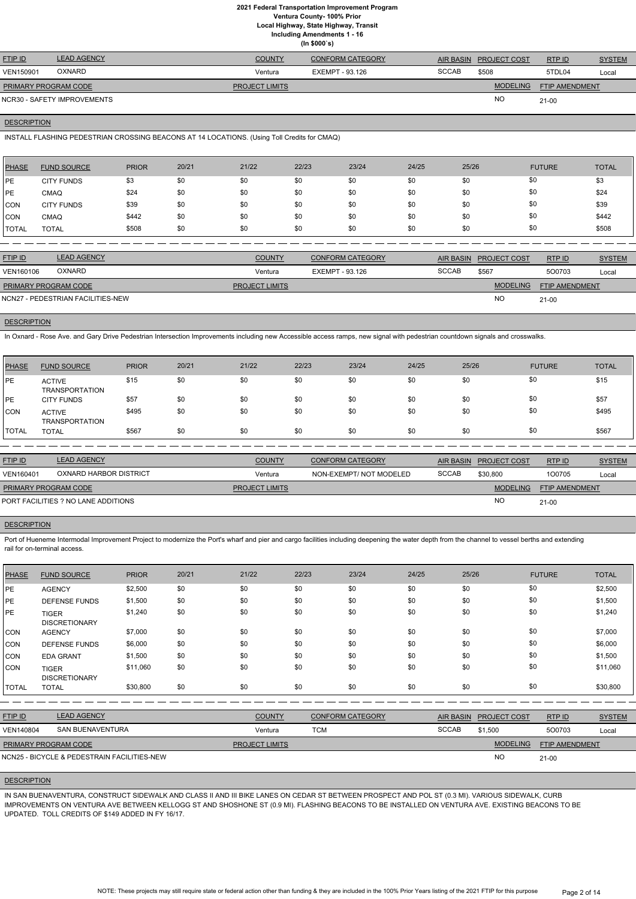**2021 Federal Transportation Improvement Program**
**Ventura County- 100% Prior**
**Local Highway, State Highway, Transit**
**Including Amendments 1 - 16**
**(In $000`s)**

| FTIP ID | LEAD AGENCY | COUNTY | CONFORM CATEGORY | AIR BASIN | PROJECT COST | RTP ID | SYSTEM |
|---|---|---|---|---|---|---|---|
| VEN150901 | OXNARD | Ventura | EXEMPT - 93.126 | SCCAB | $508 | 5TDL04 | Local |

| PRIMARY PROGRAM CODE | PROJECT LIMITS | MODELING | FTIP AMENDMENT |
|---|---|---|---|
| NCR30 - SAFETY IMPROVEMENTS | | NO | 21-00 |

**DESCRIPTION**

INSTALL FLASHING PEDESTRIAN CROSSING BEACONS AT 14 LOCATIONS. (Using Toll Credits for CMAQ)

| PHASE | FUND SOURCE | PRIOR | 20/21 | 21/22 | 22/23 | 23/24 | 24/25 | 25/26 | FUTURE | TOTAL |
|---|---|---|---|---|---|---|---|---|---|---|
| PE | CITY FUNDS | $3 | $0 | $0 | $0 | $0 | $0 | $0 | $0 | $3 |
| PE | CMAQ | $24 | $0 | $0 | $0 | $0 | $0 | $0 | $0 | $24 |
| CON | CITY FUNDS | $39 | $0 | $0 | $0 | $0 | $0 | $0 | $0 | $39 |
| CON | CMAQ | $442 | $0 | $0 | $0 | $0 | $0 | $0 | $0 | $442 |
| TOTAL | TOTAL | $508 | $0 | $0 | $0 | $0 | $0 | $0 | $0 | $508 |

| FTIP ID | LEAD AGENCY | COUNTY | CONFORM CATEGORY | AIR BASIN | PROJECT COST | RTP ID | SYSTEM |
|---|---|---|---|---|---|---|---|
| VEN160106 | OXNARD | Ventura | EXEMPT - 93.126 | SCCAB | $567 | 5O0703 | Local |

| PRIMARY PROGRAM CODE | PROJECT LIMITS | MODELING | FTIP AMENDMENT |
|---|---|---|---|
| NCN27 - PEDESTRIAN FACILITIES-NEW | | NO | 21-00 |

**DESCRIPTION**

In Oxnard - Rose Ave. and Gary Drive Pedestrian Intersection Improvements including new Accessible access ramps, new signal with pedestrian countdown signals and crosswalks.

| PHASE | FUND SOURCE | PRIOR | 20/21 | 21/22 | 22/23 | 23/24 | 24/25 | 25/26 | FUTURE | TOTAL |
|---|---|---|---|---|---|---|---|---|---|---|
| PE | ACTIVE TRANSPORTATION | $15 | $0 | $0 | $0 | $0 | $0 | $0 | $0 | $15 |
| PE | CITY FUNDS | $57 | $0 | $0 | $0 | $0 | $0 | $0 | $0 | $57 |
| CON | ACTIVE TRANSPORTATION | $495 | $0 | $0 | $0 | $0 | $0 | $0 | $0 | $495 |
| TOTAL | TOTAL | $567 | $0 | $0 | $0 | $0 | $0 | $0 | $0 | $567 |

| FTIP ID | LEAD AGENCY | COUNTY | CONFORM CATEGORY | AIR BASIN | PROJECT COST | RTP ID | SYSTEM |
|---|---|---|---|---|---|---|---|
| VEN160401 | OXNARD HARBOR DISTRICT | Ventura | NON-EXEMPT/ NOT MODELED | SCCAB | $30,800 | 1O0705 | Local |

| PRIMARY PROGRAM CODE | PROJECT LIMITS | MODELING | FTIP AMENDMENT |
|---|---|---|---|
| PORT FACILITIES ? NO LANE ADDITIONS | | NO | 21-00 |

**DESCRIPTION**

Port of Hueneme Intermodal Improvement Project to modernize the Port's wharf and pier and cargo facilities including deepening the water depth from the channel to vessel berths and extending rail for on-terminal access.

| PHASE | FUND SOURCE | PRIOR | 20/21 | 21/22 | 22/23 | 23/24 | 24/25 | 25/26 | FUTURE | TOTAL |
|---|---|---|---|---|---|---|---|---|---|---|
| PE | AGENCY | $2,500 | $0 | $0 | $0 | $0 | $0 | $0 | $0 | $2,500 |
| PE | DEFENSE FUNDS | $1,500 | $0 | $0 | $0 | $0 | $0 | $0 | $0 | $1,500 |
| PE | TIGER DISCRETIONARY | $1,240 | $0 | $0 | $0 | $0 | $0 | $0 | $0 | $1,240 |
| CON | AGENCY | $7,000 | $0 | $0 | $0 | $0 | $0 | $0 | $0 | $7,000 |
| CON | DEFENSE FUNDS | $6,000 | $0 | $0 | $0 | $0 | $0 | $0 | $0 | $6,000 |
| CON | EDA GRANT | $1,500 | $0 | $0 | $0 | $0 | $0 | $0 | $0 | $1,500 |
| CON | TIGER DISCRETIONARY | $11,060 | $0 | $0 | $0 | $0 | $0 | $0 | $0 | $11,060 |
| TOTAL | TOTAL | $30,800 | $0 | $0 | $0 | $0 | $0 | $0 | $0 | $30,800 |

| FTIP ID | LEAD AGENCY | COUNTY | CONFORM CATEGORY | AIR BASIN | PROJECT COST | RTP ID | SYSTEM |
|---|---|---|---|---|---|---|---|
| VEN140804 | SAN BUENAVENTURA | Ventura | TCM | SCCAB | $1,500 | 5O0703 | Local |

| PRIMARY PROGRAM CODE | PROJECT LIMITS | MODELING | FTIP AMENDMENT |
|---|---|---|---|
| NCN25 - BICYCLE & PEDESTRAIN FACILITIES-NEW | | NO | 21-00 |

**DESCRIPTION**

IN SAN BUENAVENTURA, CONSTRUCT SIDEWALK AND CLASS II AND III BIKE LANES ON CEDAR ST BETWEEN PROSPECT AND POL ST (0.3 MI). VARIOUS SIDEWALK, CURB IMPROVEMENTS ON VENTURA AVE BETWEEN KELLOGG ST AND SHOSHONE ST (0.9 MI). FLASHING BEACONS TO BE INSTALLED ON VENTURA AVE. EXISTING BEACONS TO BE UPDATED. TOLL CREDITS OF $149 ADDED IN FY 16/17.

NOTE: These projects may still require state or federal action other than funding & they are included in the 100% Prior Years listing of the 2021 FTIP for this purpose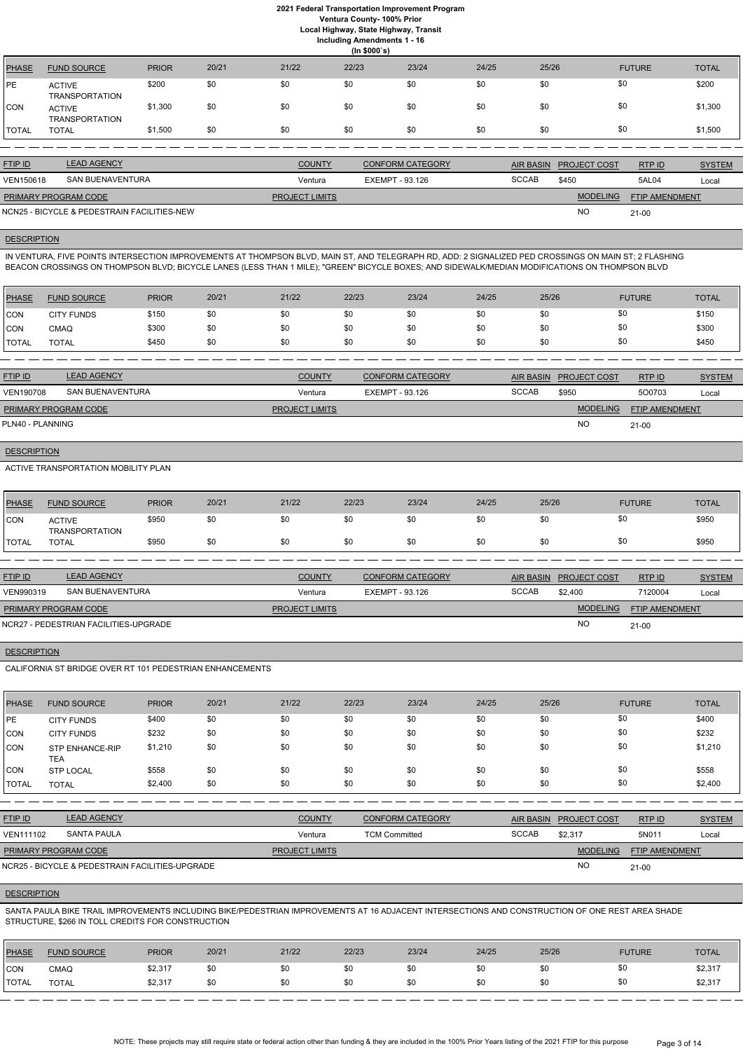**2021 Federal Transportation Improvement Program**
**Ventura County- 100% Prior**
**Local Highway, State Highway, Transit**
**Including Amendments 1 - 16**
**(In $000`s)**

| PHASE | FUND SOURCE | PRIOR | 20/21 | 21/22 | 22/23 | 23/24 | 24/25 | 25/26 | FUTURE | TOTAL |
|---|---|---|---|---|---|---|---|---|---|---|
| PE | ACTIVE TRANSPORTATION | $200 | $0 | $0 | $0 | $0 | $0 | $0 | $0 | $200 |
| CON | ACTIVE TRANSPORTATION | $1,300 | $0 | $0 | $0 | $0 | $0 | $0 | $0 | $1,300 |
| TOTAL | TOTAL | $1,500 | $0 | $0 | $0 | $0 | $0 | $0 | $0 | $1,500 |

| FTIP ID | LEAD AGENCY | COUNTY | CONFORM CATEGORY | AIR BASIN | PROJECT COST | RTP ID | SYSTEM |
|---|---|---|---|---|---|---|---|
| VEN150618 | SAN BUENAVENTURA | Ventura | EXEMPT - 93.126 | SCCAB | $450 | 5AL04 | Local |

| PRIMARY PROGRAM CODE | PROJECT LIMITS | MODELING | FTIP AMENDMENT |
|---|---|---|---|
| NCN25 - BICYCLE & PEDESTRAIN FACILITIES-NEW | | NO | 21-00 |

**DESCRIPTION**

IN VENTURA, FIVE POINTS INTERSECTION IMPROVEMENTS AT THOMPSON BLVD, MAIN ST, AND TELEGRAPH RD, ADD: 2 SIGNALIZED PED CROSSINGS ON MAIN ST; 2 FLASHING BEACON CROSSINGS ON THOMPSON BLVD; BICYCLE LANES (LESS THAN 1 MILE); "GREEN" BICYCLE BOXES; AND SIDEWALK/MEDIAN MODIFICATIONS ON THOMPSON BLVD

| PHASE | FUND SOURCE | PRIOR | 20/21 | 21/22 | 22/23 | 23/24 | 24/25 | 25/26 | FUTURE | TOTAL |
|---|---|---|---|---|---|---|---|---|---|---|
| CON | CITY FUNDS | $150 | $0 | $0 | $0 | $0 | $0 | $0 | $0 | $150 |
| CON | CMAQ | $300 | $0 | $0 | $0 | $0 | $0 | $0 | $0 | $300 |
| TOTAL | TOTAL | $450 | $0 | $0 | $0 | $0 | $0 | $0 | $0 | $450 |

| FTIP ID | LEAD AGENCY | COUNTY | CONFORM CATEGORY | AIR BASIN | PROJECT COST | RTP ID | SYSTEM |
|---|---|---|---|---|---|---|---|
| VEN190708 | SAN BUENAVENTURA | Ventura | EXEMPT - 93.126 | SCCAB | $950 | 5O0703 | Local |

| PRIMARY PROGRAM CODE | PROJECT LIMITS | MODELING | FTIP AMENDMENT |
|---|---|---|---|
| PLN40 - PLANNING | | NO | 21-00 |

**DESCRIPTION**

ACTIVE TRANSPORTATION MOBILITY PLAN

| PHASE | FUND SOURCE | PRIOR | 20/21 | 21/22 | 22/23 | 23/24 | 24/25 | 25/26 | FUTURE | TOTAL |
|---|---|---|---|---|---|---|---|---|---|---|
| CON | ACTIVE TRANSPORTATION | $950 | $0 | $0 | $0 | $0 | $0 | $0 | $0 | $950 |
| TOTAL | TOTAL | $950 | $0 | $0 | $0 | $0 | $0 | $0 | $0 | $950 |

| FTIP ID | LEAD AGENCY | COUNTY | CONFORM CATEGORY | AIR BASIN | PROJECT COST | RTP ID | SYSTEM |
|---|---|---|---|---|---|---|---|
| VEN990319 | SAN BUENAVENTURA | Ventura | EXEMPT - 93.126 | SCCAB | $2,400 | 7120004 | Local |

| PRIMARY PROGRAM CODE | PROJECT LIMITS | MODELING | FTIP AMENDMENT |
|---|---|---|---|
| NCR27 - PEDESTRIAN FACILITIES-UPGRADE | | NO | 21-00 |

**DESCRIPTION**

CALIFORNIA ST BRIDGE OVER RT 101 PEDESTRIAN ENHANCEMENTS

| PHASE | FUND SOURCE | PRIOR | 20/21 | 21/22 | 22/23 | 23/24 | 24/25 | 25/26 | FUTURE | TOTAL |
|---|---|---|---|---|---|---|---|---|---|---|
| PE | CITY FUNDS | $400 | $0 | $0 | $0 | $0 | $0 | $0 | $0 | $400 |
| CON | CITY FUNDS | $232 | $0 | $0 | $0 | $0 | $0 | $0 | $0 | $232 |
| CON | STP ENHANCE-RIP TEA | $1,210 | $0 | $0 | $0 | $0 | $0 | $0 | $0 | $1,210 |
| CON | STP LOCAL | $558 | $0 | $0 | $0 | $0 | $0 | $0 | $0 | $558 |
| TOTAL | TOTAL | $2,400 | $0 | $0 | $0 | $0 | $0 | $0 | $0 | $2,400 |

| FTIP ID | LEAD AGENCY | COUNTY | CONFORM CATEGORY | AIR BASIN | PROJECT COST | RTP ID | SYSTEM |
|---|---|---|---|---|---|---|---|
| VEN111102 | SANTA PAULA | Ventura | TCM Committed | SCCAB | $2,317 | 5N011 | Local |

| PRIMARY PROGRAM CODE | PROJECT LIMITS | MODELING | FTIP AMENDMENT |
|---|---|---|---|
| NCR25 - BICYCLE & PEDESTRAIN FACILITIES-UPGRADE | | NO | 21-00 |

**DESCRIPTION**

SANTA PAULA BIKE TRAIL IMPROVEMENTS INCLUDING BIKE/PEDESTRIAN IMPROVEMENTS AT 16 ADJACENT INTERSECTIONS AND CONSTRUCTION OF ONE REST AREA SHADE STRUCTURE, $266 IN TOLL CREDITS FOR CONSTRUCTION

| PHASE | FUND SOURCE | PRIOR | 20/21 | 21/22 | 22/23 | 23/24 | 24/25 | 25/26 | FUTURE | TOTAL |
|---|---|---|---|---|---|---|---|---|---|---|
| CON | CMAQ | $2,317 | $0 | $0 | $0 | $0 | $0 | $0 | $0 | $2,317 |
| TOTAL | TOTAL | $2,317 | $0 | $0 | $0 | $0 | $0 | $0 | $0 | $2,317 |

NOTE: These projects may still require state or federal action other than funding & they are included in the 100% Prior Years listing of the 2021 FTIP for this purpose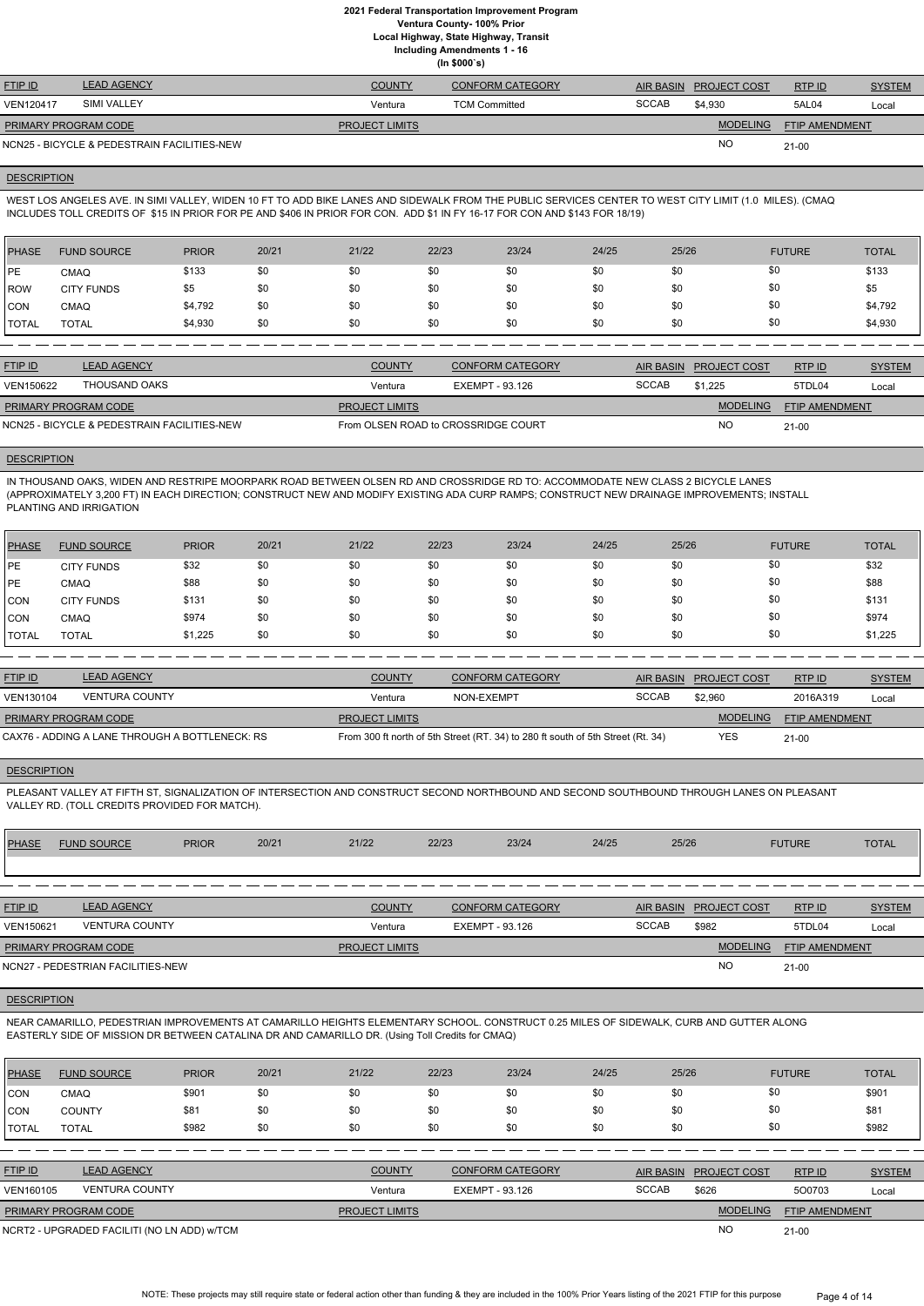# 2021 Federal Transportation Improvement Program
## Ventura County- 100% Prior
### Local Highway, State Highway, Transit
### Including Amendments 1 - 16
### (In $000`s)

| FTIP ID | LEAD AGENCY | COUNTY | CONFORM CATEGORY | AIR BASIN | PROJECT COST | RTP ID | SYSTEM |
|---|---|---|---|---|---|---|---|
| VEN120417 | SIMI VALLEY | Ventura | TCM Committed | SCCAB | $4,930 | 5AL04 | Local |

| PRIMARY PROGRAM CODE | PROJECT LIMITS | MODELING | FTIP AMENDMENT |
|---|---|---|---|
| NCN25 - BICYCLE & PEDESTRAIN FACILITIES-NEW | | NO | 21-00 |

**DESCRIPTION**

WEST LOS ANGELES AVE. IN SIMI VALLEY, WIDEN 10 FT TO ADD BIKE LANES AND SIDEWALK FROM THE PUBLIC SERVICES CENTER TO WEST CITY LIMIT (1.0 MILES). (CMAQ INCLUDES TOLL CREDITS OF $15 IN PRIOR FOR PE AND $406 IN PRIOR FOR CON. ADD $1 IN FY 16-17 FOR CON AND $143 FOR 18/19)

| PHASE | FUND SOURCE | PRIOR | 20/21 | 21/22 | 22/23 | 23/24 | 24/25 | 25/26 | FUTURE | TOTAL |
|---|---|---|---|---|---|---|---|---|---|---|
| PE | CMAQ | $133 | $0 | $0 | $0 | $0 | $0 | $0 | $0 | $133 |
| ROW | CITY FUNDS | $5 | $0 | $0 | $0 | $0 | $0 | $0 | $0 | $5 |
| CON | CMAQ | $4,792 | $0 | $0 | $0 | $0 | $0 | $0 | $0 | $4,792 |
| TOTAL | TOTAL | $4,930 | $0 | $0 | $0 | $0 | $0 | $0 | $0 | $4,930 |

---

| FTIP ID | LEAD AGENCY | COUNTY | CONFORM CATEGORY | AIR BASIN | PROJECT COST | RTP ID | SYSTEM |
|---|---|---|---|---|---|---|---|
| VEN150622 | THOUSAND OAKS | Ventura | EXEMPT - 93.126 | SCCAB | $1,225 | 5TDL04 | Local |

| PRIMARY PROGRAM CODE | PROJECT LIMITS | MODELING | FTIP AMENDMENT |
|---|---|---|---|
| NCN25 - BICYCLE & PEDESTRAIN FACILITIES-NEW | From OLSEN ROAD to CROSSRIDGE COURT | NO | 21-00 |

**DESCRIPTION**

IN THOUSAND OAKS, WIDEN AND RESTRIPE MOORPARK ROAD BETWEEN OLSEN RD AND CROSSRIDGE RD TO: ACCOMMODATE NEW CLASS 2 BICYCLE LANES (APPROXIMATELY 3,200 FT) IN EACH DIRECTION; CONSTRUCT NEW AND MODIFY EXISTING ADA CURP RAMPS; CONSTRUCT NEW DRAINAGE IMPROVEMENTS; INSTALL PLANTING AND IRRIGATION

| PHASE | FUND SOURCE | PRIOR | 20/21 | 21/22 | 22/23 | 23/24 | 24/25 | 25/26 | FUTURE | TOTAL |
|---|---|---|---|---|---|---|---|---|---|---|
| PE | CITY FUNDS | $32 | $0 | $0 | $0 | $0 | $0 | $0 | $0 | $32 |
| PE | CMAQ | $88 | $0 | $0 | $0 | $0 | $0 | $0 | $0 | $88 |
| CON | CITY FUNDS | $131 | $0 | $0 | $0 | $0 | $0 | $0 | $0 | $131 |
| CON | CMAQ | $974 | $0 | $0 | $0 | $0 | $0 | $0 | $0 | $974 |
| TOTAL | TOTAL | $1,225 | $0 | $0 | $0 | $0 | $0 | $0 | $0 | $1,225 |

---

| FTIP ID | LEAD AGENCY | COUNTY | CONFORM CATEGORY | AIR BASIN | PROJECT COST | RTP ID | SYSTEM |
|---|---|---|---|---|---|---|---|
| VEN130104 | VENTURA COUNTY | Ventura | NON-EXEMPT | SCCAB | $2,960 | 2016A319 | Local |

| PRIMARY PROGRAM CODE | PROJECT LIMITS | MODELING | FTIP AMENDMENT |
|---|---|---|---|
| CAX76 - ADDING A LANE THROUGH A BOTTLENECK: RS | From 300 ft north of 5th Street (RT. 34) to 280 ft south of 5th Street (Rt. 34) | YES | 21-00 |

**DESCRIPTION**

PLEASANT VALLEY AT FIFTH ST, SIGNALIZATION OF INTERSECTION AND CONSTRUCT SECOND NORTHBOUND AND SECOND SOUTHBOUND THROUGH LANES ON PLEASANT VALLEY RD. (TOLL CREDITS PROVIDED FOR MATCH).

| PHASE | FUND SOURCE | PRIOR | 20/21 | 21/22 | 22/23 | 23/24 | 24/25 | 25/26 | FUTURE | TOTAL |
|---|---|---|---|---|---|---|---|---|---|---|

---

| FTIP ID | LEAD AGENCY | COUNTY | CONFORM CATEGORY | AIR BASIN | PROJECT COST | RTP ID | SYSTEM |
|---|---|---|---|---|---|---|---|
| VEN150621 | VENTURA COUNTY | Ventura | EXEMPT - 93.126 | SCCAB | $982 | 5TDL04 | Local |

| PRIMARY PROGRAM CODE | PROJECT LIMITS | MODELING | FTIP AMENDMENT |
|---|---|---|---|
| NCN27 - PEDESTRIAN FACILITIES-NEW | | NO | 21-00 |

**DESCRIPTION**

NEAR CAMARILLO, PEDESTRIAN IMPROVEMENTS AT CAMARILLO HEIGHTS ELEMENTARY SCHOOL. CONSTRUCT 0.25 MILES OF SIDEWALK, CURB AND GUTTER ALONG EASTERLY SIDE OF MISSION DR BETWEEN CATALINA DR AND CAMARILLO DR. (Using Toll Credits for CMAQ)

| PHASE | FUND SOURCE | PRIOR | 20/21 | 21/22 | 22/23 | 23/24 | 24/25 | 25/26 | FUTURE | TOTAL |
|---|---|---|---|---|---|---|---|---|---|---|
| CON | CMAQ | $901 | $0 | $0 | $0 | $0 | $0 | $0 | $0 | $901 |
| CON | COUNTY | $81 | $0 | $0 | $0 | $0 | $0 | $0 | $0 | $81 |
| TOTAL | TOTAL | $982 | $0 | $0 | $0 | $0 | $0 | $0 | $0 | $982 |

---

| FTIP ID | LEAD AGENCY | COUNTY | CONFORM CATEGORY | AIR BASIN | PROJECT COST | RTP ID | SYSTEM |
|---|---|---|---|---|---|---|---|
| VEN160105 | VENTURA COUNTY | Ventura | EXEMPT - 93.126 | SCCAB | $626 | 5O0703 | Local |

| PRIMARY PROGRAM CODE | PROJECT LIMITS | MODELING | FTIP AMENDMENT |
|---|---|---|---|
| NCRT2 - UPGRADED FACILITI (NO LN ADD) w/TCM | | NO | 21-00 |

NOTE: These projects may still require state or federal action other than funding & they are included in the 100% Prior Years listing of the 2021 FTIP for this purpose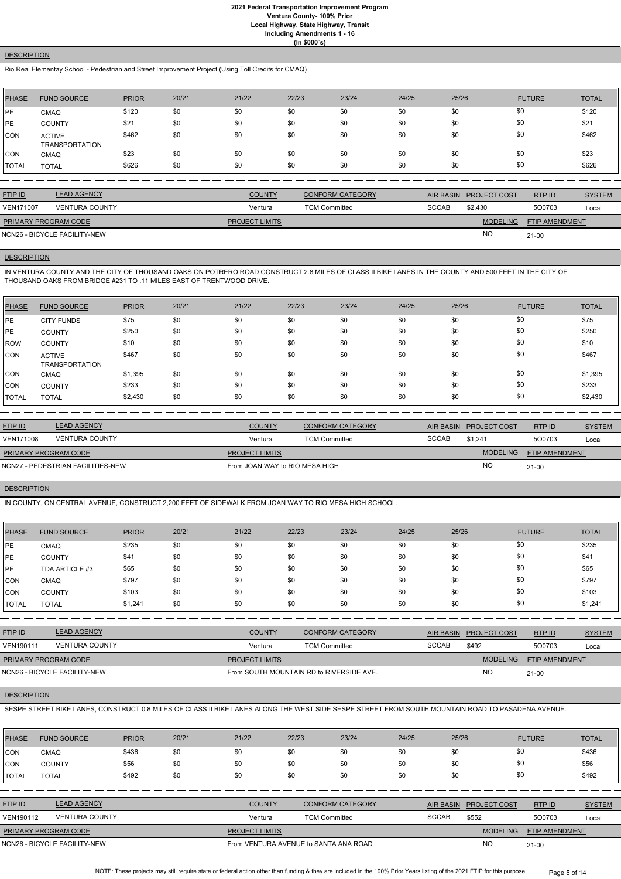## DESCRIPTION

Rio Real Elementay School - Pedestrian and Street Improvement Project (Using Toll Credits for CMAQ)

| PHASE | FUND SOURCE | PRIOR | 20/21 | 21/22 | 22/23 | 23/24 | 24/25 | 25/26 | FUTURE | TOTAL |
|---|---|---|---|---|---|---|---|---|---|---|
| PE | CMAQ | $120 | $0 | $0 | $0 | $0 | $0 | $0 | $0 | $120 |
| PE | COUNTY | $21 | $0 | $0 | $0 | $0 | $0 | $0 | $0 | $21 |
| CON | ACTIVE TRANSPORTATION | $462 | $0 | $0 | $0 | $0 | $0 | $0 | $0 | $462 |
| CON | CMAQ | $23 | $0 | $0 | $0 | $0 | $0 | $0 | $0 | $23 |
| TOTAL | TOTAL | $626 | $0 | $0 | $0 | $0 | $0 | $0 | $0 | $626 |

| FTIP ID | LEAD AGENCY | COUNTY | CONFORM CATEGORY | AIR BASIN | PROJECT COST | RTP ID | SYSTEM |
|---|---|---|---|---|---|---|---|
| VEN171007 | VENTURA COUNTY | Ventura | TCM Committed | SCCAB | $2,430 | 5O0703 | Local |

| PRIMARY PROGRAM CODE | PROJECT LIMITS | MODELING | FTIP AMENDMENT |
|---|---|---|---|
| NCN26 - BICYCLE FACILITY-NEW | | NO | 21-00 |

## DESCRIPTION

IN VENTURA COUNTY AND THE CITY OF THOUSAND OAKS ON POTRERO ROAD CONSTRUCT 2.8 MILES OF CLASS II BIKE LANES IN THE COUNTY AND 500 FEET IN THE CITY OF THOUSAND OAKS FROM BRIDGE #231 TO .11 MILES EAST OF TRENTWOOD DRIVE.

| PHASE | FUND SOURCE | PRIOR | 20/21 | 21/22 | 22/23 | 23/24 | 24/25 | 25/26 | FUTURE | TOTAL |
|---|---|---|---|---|---|---|---|---|---|---|
| PE | CITY FUNDS | $75 | $0 | $0 | $0 | $0 | $0 | $0 | $0 | $75 |
| PE | COUNTY | $250 | $0 | $0 | $0 | $0 | $0 | $0 | $0 | $250 |
| ROW | COUNTY | $10 | $0 | $0 | $0 | $0 | $0 | $0 | $0 | $10 |
| CON | ACTIVE TRANSPORTATION | $467 | $0 | $0 | $0 | $0 | $0 | $0 | $0 | $467 |
| CON | CMAQ | $1,395 | $0 | $0 | $0 | $0 | $0 | $0 | $0 | $1,395 |
| CON | COUNTY | $233 | $0 | $0 | $0 | $0 | $0 | $0 | $0 | $233 |
| TOTAL | TOTAL | $2,430 | $0 | $0 | $0 | $0 | $0 | $0 | $0 | $2,430 |

| FTIP ID | LEAD AGENCY | COUNTY | CONFORM CATEGORY | AIR BASIN | PROJECT COST | RTP ID | SYSTEM |
|---|---|---|---|---|---|---|---|
| VEN171008 | VENTURA COUNTY | Ventura | TCM Committed | SCCAB | $1,241 | 5O0703 | Local |

| PRIMARY PROGRAM CODE | PROJECT LIMITS | MODELING | FTIP AMENDMENT |
|---|---|---|---|
| NCN27 - PEDESTRIAN FACILITIES-NEW | From JOAN WAY to RIO MESA HIGH | NO | 21-00 |

## DESCRIPTION

IN COUNTY, ON CENTRAL AVENUE, CONSTRUCT 2,200 FEET OF SIDEWALK FROM JOAN WAY TO RIO MESA HIGH SCHOOL.

| PHASE | FUND SOURCE | PRIOR | 20/21 | 21/22 | 22/23 | 23/24 | 24/25 | 25/26 | FUTURE | TOTAL |
|---|---|---|---|---|---|---|---|---|---|---|
| PE | CMAQ | $235 | $0 | $0 | $0 | $0 | $0 | $0 | $0 | $235 |
| PE | COUNTY | $41 | $0 | $0 | $0 | $0 | $0 | $0 | $0 | $41 |
| PE | TDA ARTICLE #3 | $65 | $0 | $0 | $0 | $0 | $0 | $0 | $0 | $65 |
| CON | CMAQ | $797 | $0 | $0 | $0 | $0 | $0 | $0 | $0 | $797 |
| CON | COUNTY | $103 | $0 | $0 | $0 | $0 | $0 | $0 | $0 | $103 |
| TOTAL | TOTAL | $1,241 | $0 | $0 | $0 | $0 | $0 | $0 | $0 | $1,241 |

| FTIP ID | LEAD AGENCY | COUNTY | CONFORM CATEGORY | AIR BASIN | PROJECT COST | RTP ID | SYSTEM |
|---|---|---|---|---|---|---|---|
| VEN190111 | VENTURA COUNTY | Ventura | TCM Committed | SCCAB | $492 | 5O0703 | Local |

| PRIMARY PROGRAM CODE | PROJECT LIMITS | MODELING | FTIP AMENDMENT |
|---|---|---|---|
| NCN26 - BICYCLE FACILITY-NEW | From SOUTH MOUNTAIN RD to RIVERSIDE AVE. | NO | 21-00 |

## DESCRIPTION

SESPE STREET BIKE LANES, CONSTRUCT 0.8 MILES OF CLASS II BIKE LANES ALONG THE WEST SIDE SESPE STREET FROM SOUTH MOUNTAIN ROAD TO PASADENA AVENUE.

| PHASE | FUND SOURCE | PRIOR | 20/21 | 21/22 | 22/23 | 23/24 | 24/25 | 25/26 | FUTURE | TOTAL |
|---|---|---|---|---|---|---|---|---|---|---|
| CON | CMAQ | $436 | $0 | $0 | $0 | $0 | $0 | $0 | $0 | $436 |
| CON | COUNTY | $56 | $0 | $0 | $0 | $0 | $0 | $0 | $0 | $56 |
| TOTAL | TOTAL | $492 | $0 | $0 | $0 | $0 | $0 | $0 | $0 | $492 |

| FTIP ID | LEAD AGENCY | COUNTY | CONFORM CATEGORY | AIR BASIN | PROJECT COST | RTP ID | SYSTEM |
|---|---|---|---|---|---|---|---|
| VEN190112 | VENTURA COUNTY | Ventura | TCM Committed | SCCAB | $552 | 5O0703 | Local |

| PRIMARY PROGRAM CODE | PROJECT LIMITS | MODELING | FTIP AMENDMENT |
|---|---|---|---|
| NCN26 - BICYCLE FACILITY-NEW | From VENTURA AVENUE to SANTA ANA ROAD | NO | 21-00 |

NOTE: These projects may still require state or federal action other than funding & they are included in the 100% Prior Years listing of the 2021 FTIP for this purpose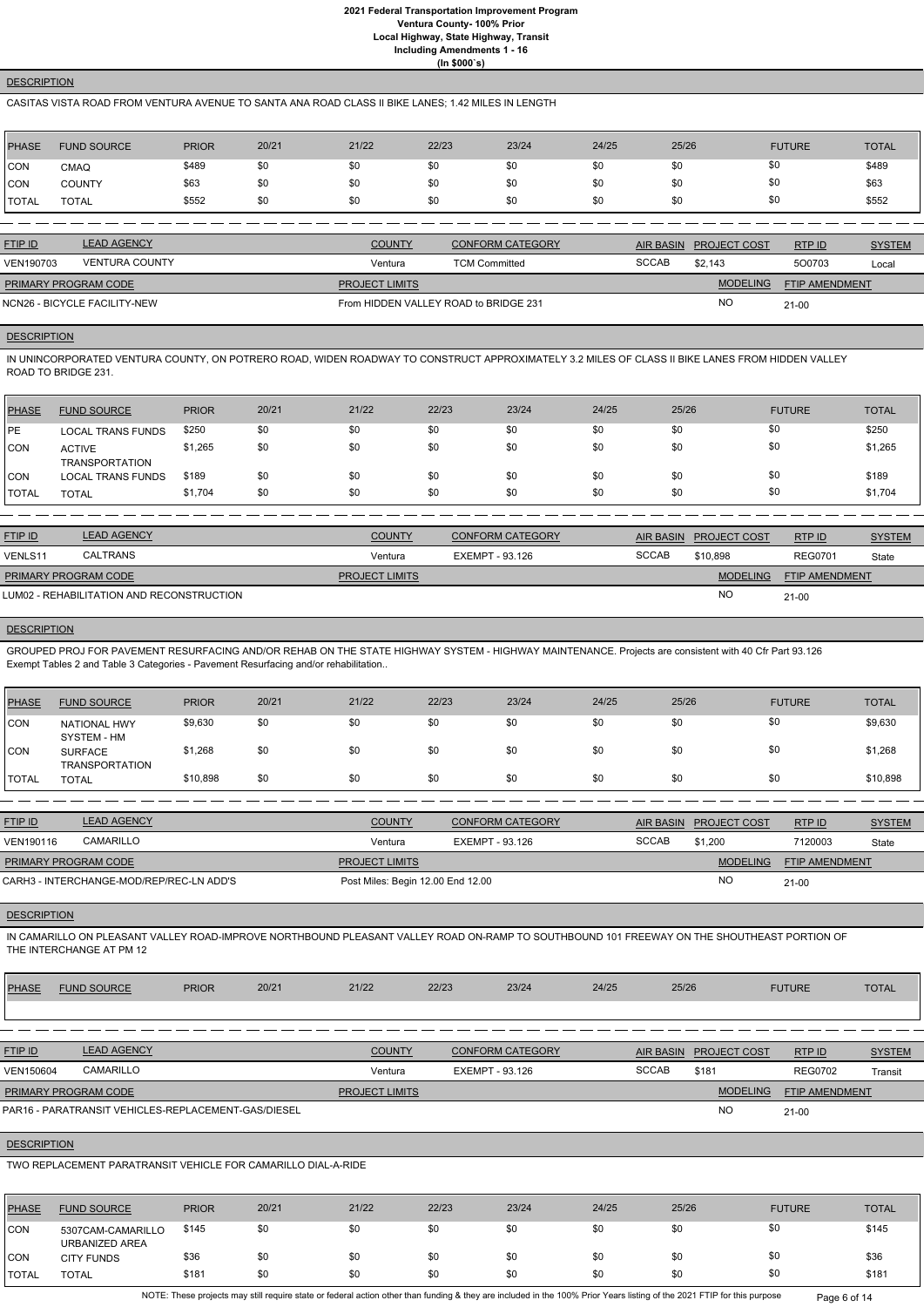# 2021 Federal Transportation Improvement Program
## Ventura County- 100% Prior
## Local Highway, State Highway, Transit
## Including Amendments 1 - 16
## (In $000`s)

**DESCRIPTION**

CASITAS VISTA ROAD FROM VENTURA AVENUE TO SANTA ANA ROAD CLASS II BIKE LANES; 1.42 MILES IN LENGTH

| PHASE | FUND SOURCE | PRIOR | 20/21 | 21/22 | 22/23 | 23/24 | 24/25 | 25/26 | FUTURE | TOTAL |
|---|---|---|---|---|---|---|---|---|---|---|
| CON | CMAQ | $489 | $0 | $0 | $0 | $0 | $0 | $0 | $0 | $489 |
| CON | COUNTY | $63 | $0 | $0 | $0 | $0 | $0 | $0 | $0 | $63 |
| TOTAL | TOTAL | $552 | $0 | $0 | $0 | $0 | $0 | $0 | $0 | $552 |

| FTIP ID | LEAD AGENCY | COUNTY | CONFORM CATEGORY | AIR BASIN | PROJECT COST | RTP ID | SYSTEM |
|---|---|---|---|---|---|---|---|
| VEN190703 | VENTURA COUNTY | Ventura | TCM Committed | SCCAB | $2,143 | 5O0703 | Local |

| PRIMARY PROGRAM CODE | PROJECT LIMITS | MODELING | FTIP AMENDMENT |
|---|---|---|---|
| NCN26 - BICYCLE FACILITY-NEW | From HIDDEN VALLEY ROAD to BRIDGE 231 | NO | 21-00 |

**DESCRIPTION**

IN UNINCORPORATED VENTURA COUNTY, ON POTRERO ROAD, WIDEN ROADWAY TO CONSTRUCT APPROXIMATELY 3.2 MILES OF CLASS II BIKE LANES FROM HIDDEN VALLEY ROAD TO BRIDGE 231.

| PHASE | FUND SOURCE | PRIOR | 20/21 | 21/22 | 22/23 | 23/24 | 24/25 | 25/26 | FUTURE | TOTAL |
|---|---|---|---|---|---|---|---|---|---|---|
| PE | LOCAL TRANS FUNDS | $250 | $0 | $0 | $0 | $0 | $0 | $0 | $0 | $250 |
| CON | ACTIVE TRANSPORTATION | $1,265 | $0 | $0 | $0 | $0 | $0 | $0 | $0 | $1,265 |
| CON | LOCAL TRANS FUNDS | $189 | $0 | $0 | $0 | $0 | $0 | $0 | $0 | $189 |
| TOTAL | TOTAL | $1,704 | $0 | $0 | $0 | $0 | $0 | $0 | $0 | $1,704 |

| FTIP ID | LEAD AGENCY | COUNTY | CONFORM CATEGORY | AIR BASIN | PROJECT COST | RTP ID | SYSTEM |
|---|---|---|---|---|---|---|---|
| VENLS11 | CALTRANS | Ventura | EXEMPT - 93.126 | SCCAB | $10,898 | REG0701 | State |

| PRIMARY PROGRAM CODE | PROJECT LIMITS | MODELING | FTIP AMENDMENT |
|---|---|---|---|
| LUM02 - REHABILITATION AND RECONSTRUCTION | | NO | 21-00 |

**DESCRIPTION**

GROUPED PROJ FOR PAVEMENT RESURFACING AND/OR REHAB ON THE STATE HIGHWAY SYSTEM - HIGHWAY MAINTENANCE. Projects are consistent with 40 Cfr Part 93.126 Exempt Tables 2 and Table 3 Categories - Pavement Resurfacing and/or rehabilitation..

| PHASE | FUND SOURCE | PRIOR | 20/21 | 21/22 | 22/23 | 23/24 | 24/25 | 25/26 | FUTURE | TOTAL |
|---|---|---|---|---|---|---|---|---|---|---|
| CON | NATIONAL HWY SYSTEM - HM | $9,630 | $0 | $0 | $0 | $0 | $0 | $0 | $0 | $9,630 |
| CON | SURFACE TRANSPORTATION | $1,268 | $0 | $0 | $0 | $0 | $0 | $0 | $0 | $1,268 |
| TOTAL | TOTAL | $10,898 | $0 | $0 | $0 | $0 | $0 | $0 | $0 | $10,898 |

| FTIP ID | LEAD AGENCY | COUNTY | CONFORM CATEGORY | AIR BASIN | PROJECT COST | RTP ID | SYSTEM |
|---|---|---|---|---|---|---|---|
| VEN190116 | CAMARILLO | Ventura | EXEMPT - 93.126 | SCCAB | $1,200 | 7120003 | State |

| PRIMARY PROGRAM CODE | PROJECT LIMITS | MODELING | FTIP AMENDMENT |
|---|---|---|---|
| CARH3 - INTERCHANGE-MOD/REP/REC-LN ADD'S | Post Miles: Begin 12.00 End 12.00 | NO | 21-00 |

**DESCRIPTION**

IN CAMARILLO ON PLEASANT VALLEY ROAD-IMPROVE NORTHBOUND PLEASANT VALLEY ROAD ON-RAMP TO SOUTHBOUND 101 FREEWAY ON THE SHOUTHEAST PORTION OF THE INTERCHANGE AT PM 12

| PHASE | FUND SOURCE | PRIOR | 20/21 | 21/22 | 22/23 | 23/24 | 24/25 | 25/26 | FUTURE | TOTAL |
|---|---|---|---|---|---|---|---|---|---|---|

| FTIP ID | LEAD AGENCY | COUNTY | CONFORM CATEGORY | AIR BASIN | PROJECT COST | RTP ID | SYSTEM |
|---|---|---|---|---|---|---|---|
| VEN150604 | CAMARILLO | Ventura | EXEMPT - 93.126 | SCCAB | $181 | REG0702 | Transit |

| PRIMARY PROGRAM CODE | PROJECT LIMITS | MODELING | FTIP AMENDMENT |
|---|---|---|---|
| PAR16 - PARATRANSIT VEHICLES-REPLACEMENT-GAS/DIESEL | | NO | 21-00 |

**DESCRIPTION**

TWO REPLACEMENT PARATRANSIT VEHICLE FOR CAMARILLO DIAL-A-RIDE

| PHASE | FUND SOURCE | PRIOR | 20/21 | 21/22 | 22/23 | 23/24 | 24/25 | 25/26 | FUTURE | TOTAL |
|---|---|---|---|---|---|---|---|---|---|---|
| CON | 5307CAM-CAMARILLO URBANIZED AREA | $145 | $0 | $0 | $0 | $0 | $0 | $0 | $0 | $145 |
| CON | CITY FUNDS | $36 | $0 | $0 | $0 | $0 | $0 | $0 | $0 | $36 |
| TOTAL | TOTAL | $181 | $0 | $0 | $0 | $0 | $0 | $0 | $0 | $181 |

NOTE: These projects may still require state or federal action other than funding & they are included in the 100% Prior Years listing of the 2021 FTIP for this purpose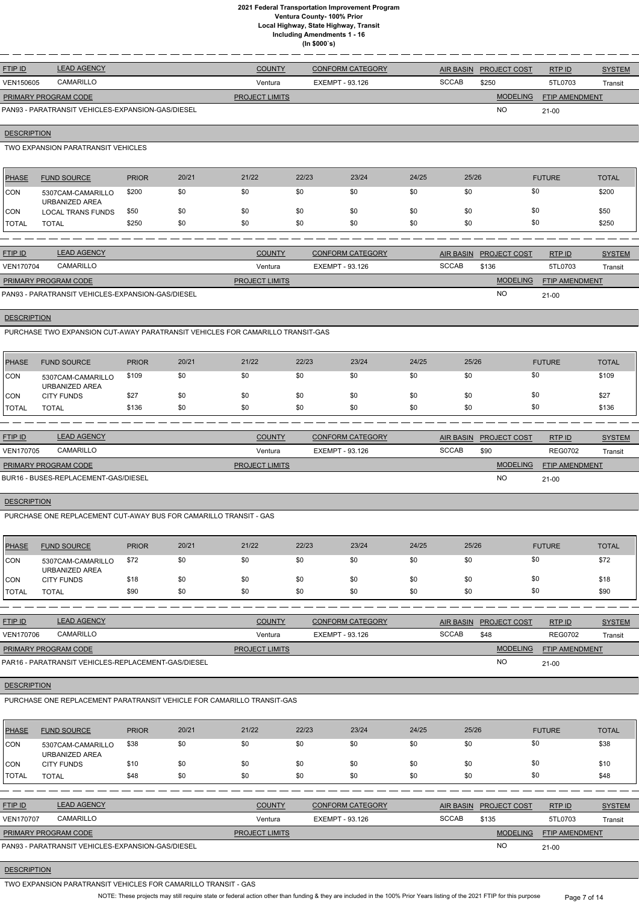# 2021 Federal Transportation Improvement Program
## Ventura County- 100% Prior
### Local Highway, State Highway, Transit
### Including Amendments 1 - 16
### (In $000`s)

| FTIP ID | LEAD AGENCY | COUNTY | CONFORM CATEGORY | AIR BASIN | PROJECT COST | RTP ID | SYSTEM |
|---|---|---|---|---|---|---|---|
| VEN150605 | CAMARILLO | Ventura | EXEMPT - 93.126 | SCCAB | $250 | 5TL0703 | Transit |

| PRIMARY PROGRAM CODE | PROJECT LIMITS | MODELING | FTIP AMENDMENT |
|---|---|---|---|
| PAN93 - PARATRANSIT VEHICLES-EXPANSION-GAS/DIESEL | | NO | 21-00 |

**DESCRIPTION**

TWO EXPANSION PARATRANSIT VEHICLES

| PHASE | FUND SOURCE | PRIOR | 20/21 | 21/22 | 22/23 | 23/24 | 24/25 | 25/26 | FUTURE | TOTAL |
|---|---|---|---|---|---|---|---|---|---|---|
| CON | 5307CAM-CAMARILLO URBANIZED AREA | $200 | $0 | $0 | $0 | $0 | $0 | $0 | $0 | $200 |
| CON | LOCAL TRANS FUNDS | $50 | $0 | $0 | $0 | $0 | $0 | $0 | $0 | $50 |
| TOTAL | TOTAL | $250 | $0 | $0 | $0 | $0 | $0 | $0 | $0 | $250 |

| FTIP ID | LEAD AGENCY | COUNTY | CONFORM CATEGORY | AIR BASIN | PROJECT COST | RTP ID | SYSTEM |
|---|---|---|---|---|---|---|---|
| VEN170704 | CAMARILLO | Ventura | EXEMPT - 93.126 | SCCAB | $136 | 5TL0703 | Transit |

| PRIMARY PROGRAM CODE | PROJECT LIMITS | MODELING | FTIP AMENDMENT |
|---|---|---|---|
| PAN93 - PARATRANSIT VEHICLES-EXPANSION-GAS/DIESEL | | NO | 21-00 |

**DESCRIPTION**

PURCHASE TWO EXPANSION CUT-AWAY PARATRANSIT VEHICLES FOR CAMARILLO TRANSIT-GAS

| PHASE | FUND SOURCE | PRIOR | 20/21 | 21/22 | 22/23 | 23/24 | 24/25 | 25/26 | FUTURE | TOTAL |
|---|---|---|---|---|---|---|---|---|---|---|
| CON | 5307CAM-CAMARILLO URBANIZED AREA | $109 | $0 | $0 | $0 | $0 | $0 | $0 | $0 | $109 |
| CON | CITY FUNDS | $27 | $0 | $0 | $0 | $0 | $0 | $0 | $0 | $27 |
| TOTAL | TOTAL | $136 | $0 | $0 | $0 | $0 | $0 | $0 | $0 | $136 |

| FTIP ID | LEAD AGENCY | COUNTY | CONFORM CATEGORY | AIR BASIN | PROJECT COST | RTP ID | SYSTEM |
|---|---|---|---|---|---|---|---|
| VEN170705 | CAMARILLO | Ventura | EXEMPT - 93.126 | SCCAB | $90 | REG0702 | Transit |

| PRIMARY PROGRAM CODE | PROJECT LIMITS | MODELING | FTIP AMENDMENT |
|---|---|---|---|
| BUR16 - BUSES-REPLACEMENT-GAS/DIESEL | | NO | 21-00 |

**DESCRIPTION**

PURCHASE ONE REPLACEMENT CUT-AWAY BUS FOR CAMARILLO TRANSIT - GAS

| PHASE | FUND SOURCE | PRIOR | 20/21 | 21/22 | 22/23 | 23/24 | 24/25 | 25/26 | FUTURE | TOTAL |
|---|---|---|---|---|---|---|---|---|---|---|
| CON | 5307CAM-CAMARILLO URBANIZED AREA | $72 | $0 | $0 | $0 | $0 | $0 | $0 | $0 | $72 |
| CON | CITY FUNDS | $18 | $0 | $0 | $0 | $0 | $0 | $0 | $0 | $18 |
| TOTAL | TOTAL | $90 | $0 | $0 | $0 | $0 | $0 | $0 | $0 | $90 |

| FTIP ID | LEAD AGENCY | COUNTY | CONFORM CATEGORY | AIR BASIN | PROJECT COST | RTP ID | SYSTEM |
|---|---|---|---|---|---|---|---|
| VEN170706 | CAMARILLO | Ventura | EXEMPT - 93.126 | SCCAB | $48 | REG0702 | Transit |

| PRIMARY PROGRAM CODE | PROJECT LIMITS | MODELING | FTIP AMENDMENT |
|---|---|---|---|
| PAR16 - PARATRANSIT VEHICLES-REPLACEMENT-GAS/DIESEL | | NO | 21-00 |

**DESCRIPTION**

PURCHASE ONE REPLACEMENT PARATRANSIT VEHICLE FOR CAMARILLO TRANSIT-GAS

| PHASE | FUND SOURCE | PRIOR | 20/21 | 21/22 | 22/23 | 23/24 | 24/25 | 25/26 | FUTURE | TOTAL |
|---|---|---|---|---|---|---|---|---|---|---|
| CON | 5307CAM-CAMARILLO URBANIZED AREA | $38 | $0 | $0 | $0 | $0 | $0 | $0 | $0 | $38 |
| CON | CITY FUNDS | $10 | $0 | $0 | $0 | $0 | $0 | $0 | $0 | $10 |
| TOTAL | TOTAL | $48 | $0 | $0 | $0 | $0 | $0 | $0 | $0 | $48 |

| FTIP ID | LEAD AGENCY | COUNTY | CONFORM CATEGORY | AIR BASIN | PROJECT COST | RTP ID | SYSTEM |
|---|---|---|---|---|---|---|---|
| VEN170707 | CAMARILLO | Ventura | EXEMPT - 93.126 | SCCAB | $135 | 5TL0703 | Transit |

| PRIMARY PROGRAM CODE | PROJECT LIMITS | MODELING | FTIP AMENDMENT |
|---|---|---|---|
| PAN93 - PARATRANSIT VEHICLES-EXPANSION-GAS/DIESEL | | NO | 21-00 |

**DESCRIPTION**

TWO EXPANSION PARATRANSIT VEHICLES FOR CAMARILLO TRANSIT - GAS

NOTE: These projects may still require state or federal action other than funding & they are included in the 100% Prior Years listing of the 2021 FTIP for this purpose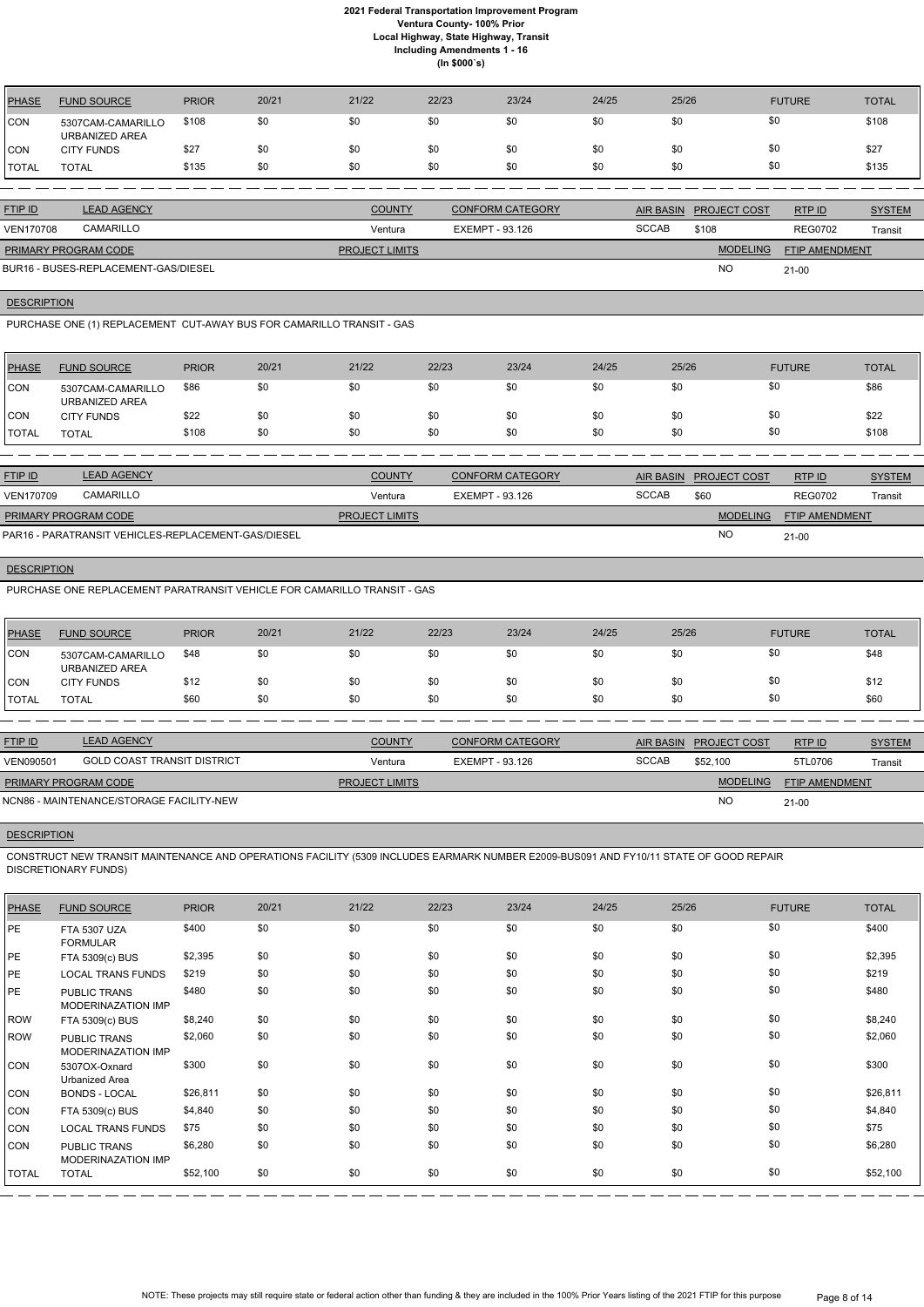| PHASE | FUND SOURCE | PRIOR | 20/21 | 21/22 | 22/23 | 23/24 | 24/25 | 25/26 | FUTURE | TOTAL |
|---|---|---|---|---|---|---|---|---|---|---|
| CON | 5307CAM-CAMARILLO URBANIZED AREA | $108 | $0 | $0 | $0 | $0 | $0 | $0 | $0 | $108 |
| CON | CITY FUNDS | $27 | $0 | $0 | $0 | $0 | $0 | $0 | $0 | $27 |
| TOTAL | TOTAL | $135 | $0 | $0 | $0 | $0 | $0 | $0 | $0 | $135 |

| FTIP ID | LEAD AGENCY | COUNTY | CONFORM CATEGORY | AIR BASIN | PROJECT COST | RTP ID | SYSTEM |
|---|---|---|---|---|---|---|---|
| VEN170708 | CAMARILLO | Ventura | EXEMPT - 93.126 | SCCAB | $108 | REG0702 | Transit |

| PRIMARY PROGRAM CODE | PROJECT LIMITS | MODELING | FTIP AMENDMENT |
|---|---|---|---|
| BUR16 - BUSES-REPLACEMENT-GAS/DIESEL | | NO | 21-00 |

**DESCRIPTION**

PURCHASE ONE (1) REPLACEMENT CUT-AWAY BUS FOR CAMARILLO TRANSIT - GAS

| PHASE | FUND SOURCE | PRIOR | 20/21 | 21/22 | 22/23 | 23/24 | 24/25 | 25/26 | FUTURE | TOTAL |
|---|---|---|---|---|---|---|---|---|---|---|
| CON | 5307CAM-CAMARILLO URBANIZED AREA | $86 | $0 | $0 | $0 | $0 | $0 | $0 | $0 | $86 |
| CON | CITY FUNDS | $22 | $0 | $0 | $0 | $0 | $0 | $0 | $0 | $22 |
| TOTAL | TOTAL | $108 | $0 | $0 | $0 | $0 | $0 | $0 | $0 | $108 |

| FTIP ID | LEAD AGENCY | COUNTY | CONFORM CATEGORY | AIR BASIN | PROJECT COST | RTP ID | SYSTEM |
|---|---|---|---|---|---|---|---|
| VEN170709 | CAMARILLO | Ventura | EXEMPT - 93.126 | SCCAB | $60 | REG0702 | Transit |

| PRIMARY PROGRAM CODE | PROJECT LIMITS | MODELING | FTIP AMENDMENT |
|---|---|---|---|
| PAR16 - PARATRANSIT VEHICLES-REPLACEMENT-GAS/DIESEL | | NO | 21-00 |

**DESCRIPTION**

PURCHASE ONE REPLACEMENT PARATRANSIT VEHICLE FOR CAMARILLO TRANSIT - GAS

| PHASE | FUND SOURCE | PRIOR | 20/21 | 21/22 | 22/23 | 23/24 | 24/25 | 25/26 | FUTURE | TOTAL |
|---|---|---|---|---|---|---|---|---|---|---|
| CON | 5307CAM-CAMARILLO URBANIZED AREA | $48 | $0 | $0 | $0 | $0 | $0 | $0 | $0 | $48 |
| CON | CITY FUNDS | $12 | $0 | $0 | $0 | $0 | $0 | $0 | $0 | $12 |
| TOTAL | TOTAL | $60 | $0 | $0 | $0 | $0 | $0 | $0 | $0 | $60 |

| FTIP ID | LEAD AGENCY | COUNTY | CONFORM CATEGORY | AIR BASIN | PROJECT COST | RTP ID | SYSTEM |
|---|---|---|---|---|---|---|---|
| VEN090501 | GOLD COAST TRANSIT DISTRICT | Ventura | EXEMPT - 93.126 | SCCAB | $52,100 | 5TL0706 | Transit |

| PRIMARY PROGRAM CODE | PROJECT LIMITS | MODELING | FTIP AMENDMENT |
|---|---|---|---|
| NCN86 - MAINTENANCE/STORAGE FACILITY-NEW | | NO | 21-00 |

**DESCRIPTION**

CONSTRUCT NEW TRANSIT MAINTENANCE AND OPERATIONS FACILITY (5309 INCLUDES EARMARK NUMBER E2009-BUS091 AND FY10/11 STATE OF GOOD REPAIR DISCRETIONARY FUNDS)

| PHASE | FUND SOURCE | PRIOR | 20/21 | 21/22 | 22/23 | 23/24 | 24/25 | 25/26 | FUTURE | TOTAL |
|---|---|---|---|---|---|---|---|---|---|---|
| PE | FTA 5307 UZA FORMULAR | $400 | $0 | $0 | $0 | $0 | $0 | $0 | $0 | $400 |
| PE | FTA 5309(c) BUS | $2,395 | $0 | $0 | $0 | $0 | $0 | $0 | $0 | $2,395 |
| PE | LOCAL TRANS FUNDS | $219 | $0 | $0 | $0 | $0 | $0 | $0 | $0 | $219 |
| PE | PUBLIC TRANS MODERINAZATION IMP | $480 | $0 | $0 | $0 | $0 | $0 | $0 | $0 | $480 |
| ROW | FTA 5309(c) BUS | $8,240 | $0 | $0 | $0 | $0 | $0 | $0 | $0 | $8,240 |
| ROW | PUBLIC TRANS MODERINAZATION IMP | $2,060 | $0 | $0 | $0 | $0 | $0 | $0 | $0 | $2,060 |
| CON | 5307OX-Oxnard Urbanized Area | $300 | $0 | $0 | $0 | $0 | $0 | $0 | $0 | $300 |
| CON | BONDS - LOCAL | $26,811 | $0 | $0 | $0 | $0 | $0 | $0 | $0 | $26,811 |
| CON | FTA 5309(c) BUS | $4,840 | $0 | $0 | $0 | $0 | $0 | $0 | $0 | $4,840 |
| CON | LOCAL TRANS FUNDS | $75 | $0 | $0 | $0 | $0 | $0 | $0 | $0 | $75 |
| CON | PUBLIC TRANS MODERINAZATION IMP | $6,280 | $0 | $0 | $0 | $0 | $0 | $0 | $0 | $6,280 |
| TOTAL | TOTAL | $52,100 | $0 | $0 | $0 | $0 | $0 | $0 | $0 | $52,100 |

NOTE: These projects may still require state or federal action other than funding & they are included in the 100% Prior Years listing of the 2021 FTIP for this purpose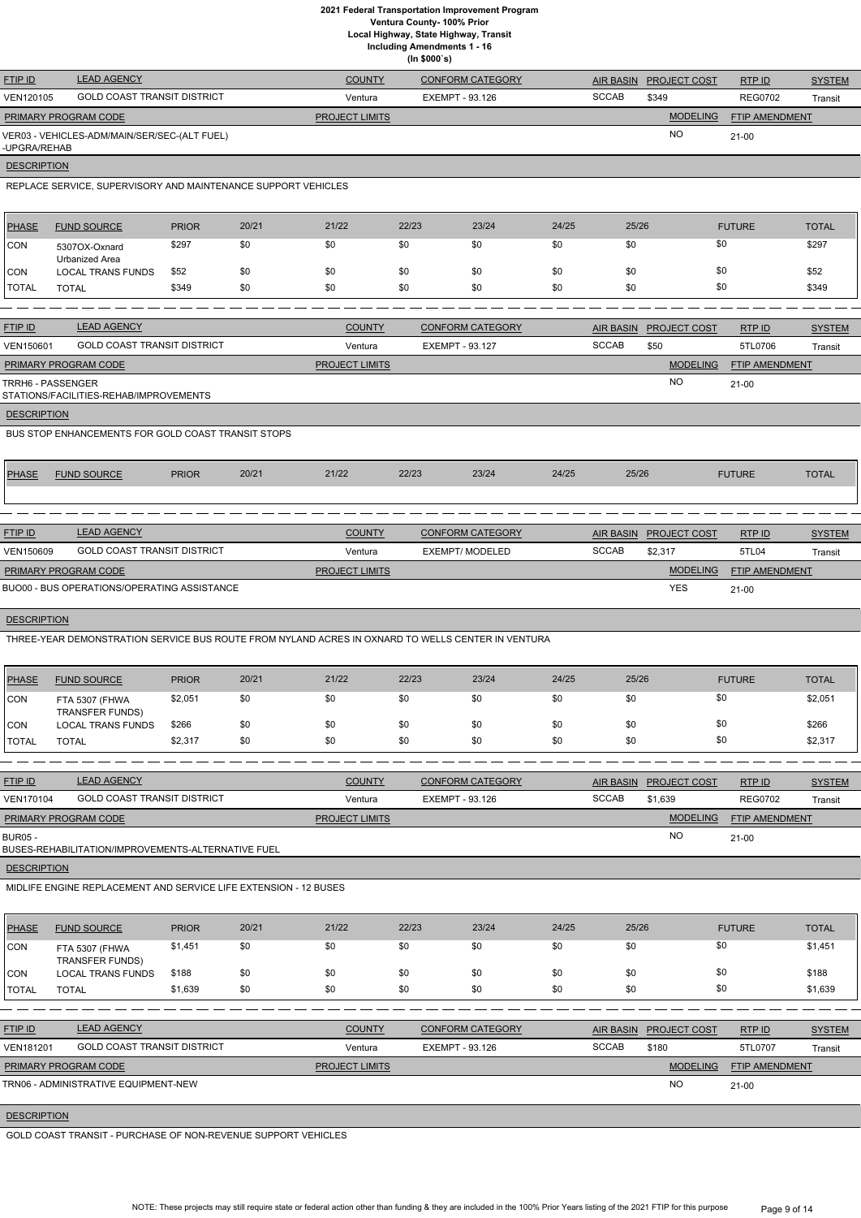**2021 Federal Transportation Improvement Program**
**Ventura County- 100% Prior**
**Local Highway, State Highway, Transit**
**Including Amendments 1 - 16**
**(In $000`s)**

| FTIP ID | LEAD AGENCY | COUNTY | CONFORM CATEGORY | AIR BASIN | PROJECT COST | RTP ID | SYSTEM |
|---|---|---|---|---|---|---|---|
| VEN120105 | GOLD COAST TRANSIT DISTRICT | Ventura | EXEMPT - 93.126 | SCCAB | $349 | REG0702 | Transit |

| PRIMARY PROGRAM CODE | PROJECT LIMITS | MODELING | FTIP AMENDMENT |
|---|---|---|---|
| VER03 - VEHICLES-ADM/MAIN/SER/SEC-(ALT FUEL) -UPGRA/REHAB | | NO | 21-00 |

**DESCRIPTION**

REPLACE SERVICE, SUPERVISORY AND MAINTENANCE SUPPORT VEHICLES

| PHASE | FUND SOURCE | PRIOR | 20/21 | 21/22 | 22/23 | 23/24 | 24/25 | 25/26 | FUTURE | TOTAL |
|---|---|---|---|---|---|---|---|---|---|---|
| CON | 5307OX-Oxnard Urbanized Area | $297 | $0 | $0 | $0 | $0 | $0 | $0 | $0 | $297 |
| CON | LOCAL TRANS FUNDS | $52 | $0 | $0 | $0 | $0 | $0 | $0 | $0 | $52 |
| TOTAL | TOTAL | $349 | $0 | $0 | $0 | $0 | $0 | $0 | $0 | $349 |

---

| FTIP ID | LEAD AGENCY | COUNTY | CONFORM CATEGORY | AIR BASIN | PROJECT COST | RTP ID | SYSTEM |
|---|---|---|---|---|---|---|---|
| VEN150601 | GOLD COAST TRANSIT DISTRICT | Ventura | EXEMPT - 93.127 | SCCAB | $50 | 5TL0706 | Transit |

| PRIMARY PROGRAM CODE | PROJECT LIMITS | MODELING | FTIP AMENDMENT |
|---|---|---|---|
| TRRH6 - PASSENGER STATIONS/FACILITIES-REHAB/IMPROVEMENTS | | NO | 21-00 |

**DESCRIPTION**

BUS STOP ENHANCEMENTS FOR GOLD COAST TRANSIT STOPS

| PHASE | FUND SOURCE | PRIOR | 20/21 | 21/22 | 22/23 | 23/24 | 24/25 | 25/26 | FUTURE | TOTAL |
|---|---|---|---|---|---|---|---|---|---|---|

---

| FTIP ID | LEAD AGENCY | COUNTY | CONFORM CATEGORY | AIR BASIN | PROJECT COST | RTP ID | SYSTEM |
|---|---|---|---|---|---|---|---|
| VEN150609 | GOLD COAST TRANSIT DISTRICT | Ventura | EXEMPT/ MODELED | SCCAB | $2,317 | 5TL04 | Transit |

| PRIMARY PROGRAM CODE | PROJECT LIMITS | MODELING | FTIP AMENDMENT |
|---|---|---|---|
| BUO00 - BUS OPERATIONS/OPERATING ASSISTANCE | | YES | 21-00 |

**DESCRIPTION**

THREE-YEAR DEMONSTRATION SERVICE BUS ROUTE FROM NYLAND ACRES IN OXNARD TO WELLS CENTER IN VENTURA

| PHASE | FUND SOURCE | PRIOR | 20/21 | 21/22 | 22/23 | 23/24 | 24/25 | 25/26 | FUTURE | TOTAL |
|---|---|---|---|---|---|---|---|---|---|---|
| CON | FTA 5307 (FHWA TRANSFER FUNDS) | $2,051 | $0 | $0 | $0 | $0 | $0 | $0 | $0 | $2,051 |
| CON | LOCAL TRANS FUNDS | $266 | $0 | $0 | $0 | $0 | $0 | $0 | $0 | $266 |
| TOTAL | TOTAL | $2,317 | $0 | $0 | $0 | $0 | $0 | $0 | $0 | $2,317 |

---

| FTIP ID | LEAD AGENCY | COUNTY | CONFORM CATEGORY | AIR BASIN | PROJECT COST | RTP ID | SYSTEM |
|---|---|---|---|---|---|---|---|
| VEN170104 | GOLD COAST TRANSIT DISTRICT | Ventura | EXEMPT - 93.126 | SCCAB | $1,639 | REG0702 | Transit |

| PRIMARY PROGRAM CODE | PROJECT LIMITS | MODELING | FTIP AMENDMENT |
|---|---|---|---|
| BUR05 - BUSES-REHABILITATION/IMPROVEMENTS-ALTERNATIVE FUEL | | NO | 21-00 |

**DESCRIPTION**

MIDLIFE ENGINE REPLACEMENT AND SERVICE LIFE EXTENSION - 12 BUSES

| PHASE | FUND SOURCE | PRIOR | 20/21 | 21/22 | 22/23 | 23/24 | 24/25 | 25/26 | FUTURE | TOTAL |
|---|---|---|---|---|---|---|---|---|---|---|
| CON | FTA 5307 (FHWA TRANSFER FUNDS) | $1,451 | $0 | $0 | $0 | $0 | $0 | $0 | $0 | $1,451 |
| CON | LOCAL TRANS FUNDS | $188 | $0 | $0 | $0 | $0 | $0 | $0 | $0 | $188 |
| TOTAL | TOTAL | $1,639 | $0 | $0 | $0 | $0 | $0 | $0 | $0 | $1,639 |

---

| FTIP ID | LEAD AGENCY | COUNTY | CONFORM CATEGORY | AIR BASIN | PROJECT COST | RTP ID | SYSTEM |
|---|---|---|---|---|---|---|---|
| VEN181201 | GOLD COAST TRANSIT DISTRICT | Ventura | EXEMPT - 93.126 | SCCAB | $180 | 5TL0707 | Transit |

| PRIMARY PROGRAM CODE | PROJECT LIMITS | MODELING | FTIP AMENDMENT |
|---|---|---|---|
| TRN06 - ADMINISTRATIVE EQUIPMENT-NEW | | NO | 21-00 |

**DESCRIPTION**

GOLD COAST TRANSIT - PURCHASE OF NON-REVENUE SUPPORT VEHICLES

NOTE: These projects may still require state or federal action other than funding & they are included in the 100% Prior Years listing of the 2021 FTIP for this purpose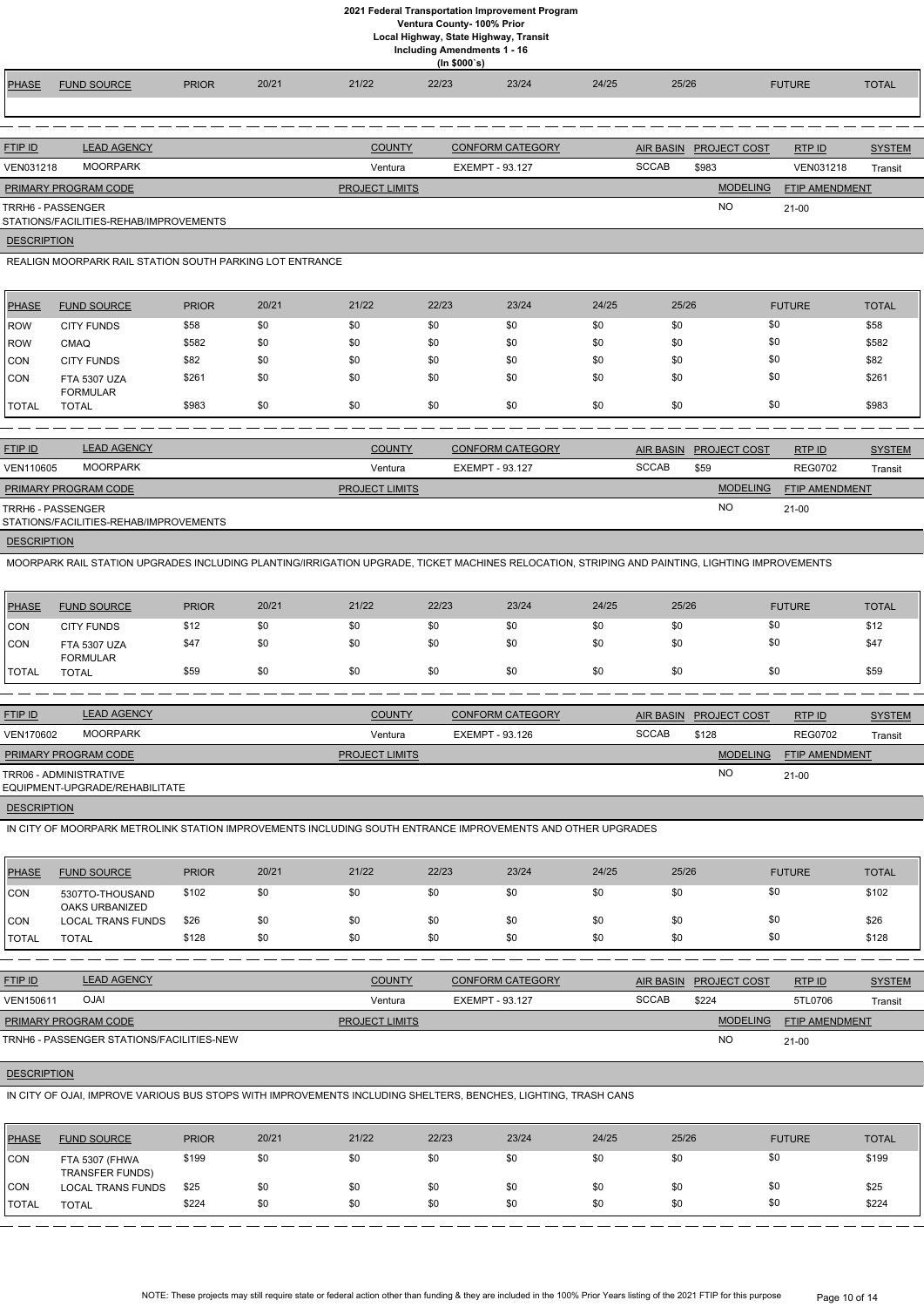# 2021 Federal Transportation Improvement Program
## Ventura County- 100% Prior
### Local Highway, State Highway, Transit
### Including Amendments 1 - 16
### (In $000`s)

| PHASE | FUND SOURCE | PRIOR | 20/21 | 21/22 | 22/23 | 23/24 | 24/25 | 25/26 | FUTURE | TOTAL |
|---|---|---|---|---|---|---|---|---|---|---|

| FTIP ID | LEAD AGENCY | COUNTY | CONFORM CATEGORY | AIR BASIN | PROJECT COST | RTP ID | SYSTEM |
|---|---|---|---|---|---|---|---|
| VEN031218 | MOORPARK | Ventura | EXEMPT - 93.127 | SCCAB | $983 | VEN031218 | Transit |

| PRIMARY PROGRAM CODE | PROJECT LIMITS | MODELING | FTIP AMENDMENT |
|---|---|---|---|
| TRRH6 - PASSENGER STATIONS/FACILITIES-REHAB/IMPROVEMENTS | | NO | 21-00 |

**DESCRIPTION**

REALIGN MOORPARK RAIL STATION SOUTH PARKING LOT ENTRANCE

| PHASE | FUND SOURCE | PRIOR | 20/21 | 21/22 | 22/23 | 23/24 | 24/25 | 25/26 | FUTURE | TOTAL |
|---|---|---|---|---|---|---|---|---|---|---|
| ROW | CITY FUNDS | $58 | $0 | $0 | $0 | $0 | $0 | $0 | $0 | $58 |
| ROW | CMAQ | $582 | $0 | $0 | $0 | $0 | $0 | $0 | $0 | $582 |
| CON | CITY FUNDS | $82 | $0 | $0 | $0 | $0 | $0 | $0 | $0 | $82 |
| CON | FTA 5307 UZA FORMULAR | $261 | $0 | $0 | $0 | $0 | $0 | $0 | $0 | $261 |
| TOTAL | TOTAL | $983 | $0 | $0 | $0 | $0 | $0 | $0 | $0 | $983 |

| FTIP ID | LEAD AGENCY | COUNTY | CONFORM CATEGORY | AIR BASIN | PROJECT COST | RTP ID | SYSTEM |
|---|---|---|---|---|---|---|---|
| VEN110605 | MOORPARK | Ventura | EXEMPT - 93.127 | SCCAB | $59 | REG0702 | Transit |

| PRIMARY PROGRAM CODE | PROJECT LIMITS | MODELING | FTIP AMENDMENT |
|---|---|---|---|
| TRRH6 - PASSENGER STATIONS/FACILITIES-REHAB/IMPROVEMENTS | | NO | 21-00 |

**DESCRIPTION**

MOORPARK RAIL STATION UPGRADES INCLUDING PLANTING/IRRIGATION UPGRADE, TICKET MACHINES RELOCATION, STRIPING AND PAINTING, LIGHTING IMPROVEMENTS

| PHASE | FUND SOURCE | PRIOR | 20/21 | 21/22 | 22/23 | 23/24 | 24/25 | 25/26 | FUTURE | TOTAL |
|---|---|---|---|---|---|---|---|---|---|---|
| CON | CITY FUNDS | $12 | $0 | $0 | $0 | $0 | $0 | $0 | $0 | $12 |
| CON | FTA 5307 UZA FORMULAR | $47 | $0 | $0 | $0 | $0 | $0 | $0 | $0 | $47 |
| TOTAL | TOTAL | $59 | $0 | $0 | $0 | $0 | $0 | $0 | $0 | $59 |

| FTIP ID | LEAD AGENCY | COUNTY | CONFORM CATEGORY | AIR BASIN | PROJECT COST | RTP ID | SYSTEM |
|---|---|---|---|---|---|---|---|
| VEN170602 | MOORPARK | Ventura | EXEMPT - 93.126 | SCCAB | $128 | REG0702 | Transit |

| PRIMARY PROGRAM CODE | PROJECT LIMITS | MODELING | FTIP AMENDMENT |
|---|---|---|---|
| TRR06 - ADMINISTRATIVE EQUIPMENT-UPGRADE/REHABILITATE | | NO | 21-00 |

**DESCRIPTION**

IN CITY OF MOORPARK METROLINK STATION IMPROVEMENTS INCLUDING SOUTH ENTRANCE IMPROVEMENTS AND OTHER UPGRADES

| PHASE | FUND SOURCE | PRIOR | 20/21 | 21/22 | 22/23 | 23/24 | 24/25 | 25/26 | FUTURE | TOTAL |
|---|---|---|---|---|---|---|---|---|---|---|
| CON | 5307TO-THOUSAND OAKS URBANIZED | $102 | $0 | $0 | $0 | $0 | $0 | $0 | $0 | $102 |
| CON | LOCAL TRANS FUNDS | $26 | $0 | $0 | $0 | $0 | $0 | $0 | $0 | $26 |
| TOTAL | TOTAL | $128 | $0 | $0 | $0 | $0 | $0 | $0 | $0 | $128 |

| FTIP ID | LEAD AGENCY | COUNTY | CONFORM CATEGORY | AIR BASIN | PROJECT COST | RTP ID | SYSTEM |
|---|---|---|---|---|---|---|---|
| VEN150611 | OJAI | Ventura | EXEMPT - 93.127 | SCCAB | $224 | 5TL0706 | Transit |

| PRIMARY PROGRAM CODE | PROJECT LIMITS | MODELING | FTIP AMENDMENT |
|---|---|---|---|
| TRNH6 - PASSENGER STATIONS/FACILITIES-NEW | | NO | 21-00 |

**DESCRIPTION**

IN CITY OF OJAI, IMPROVE VARIOUS BUS STOPS WITH IMPROVEMENTS INCLUDING SHELTERS, BENCHES, LIGHTING, TRASH CANS

| PHASE | FUND SOURCE | PRIOR | 20/21 | 21/22 | 22/23 | 23/24 | 24/25 | 25/26 | FUTURE | TOTAL |
|---|---|---|---|---|---|---|---|---|---|---|
| CON | FTA 5307 (FHWA TRANSFER FUNDS) | $199 | $0 | $0 | $0 | $0 | $0 | $0 | $0 | $199 |
| CON | LOCAL TRANS FUNDS | $25 | $0 | $0 | $0 | $0 | $0 | $0 | $0 | $25 |
| TOTAL | TOTAL | $224 | $0 | $0 | $0 | $0 | $0 | $0 | $0 | $224 |

NOTE: These projects may still require state or federal action other than funding & they are included in the 100% Prior Years listing of the 2021 FTIP for this purpose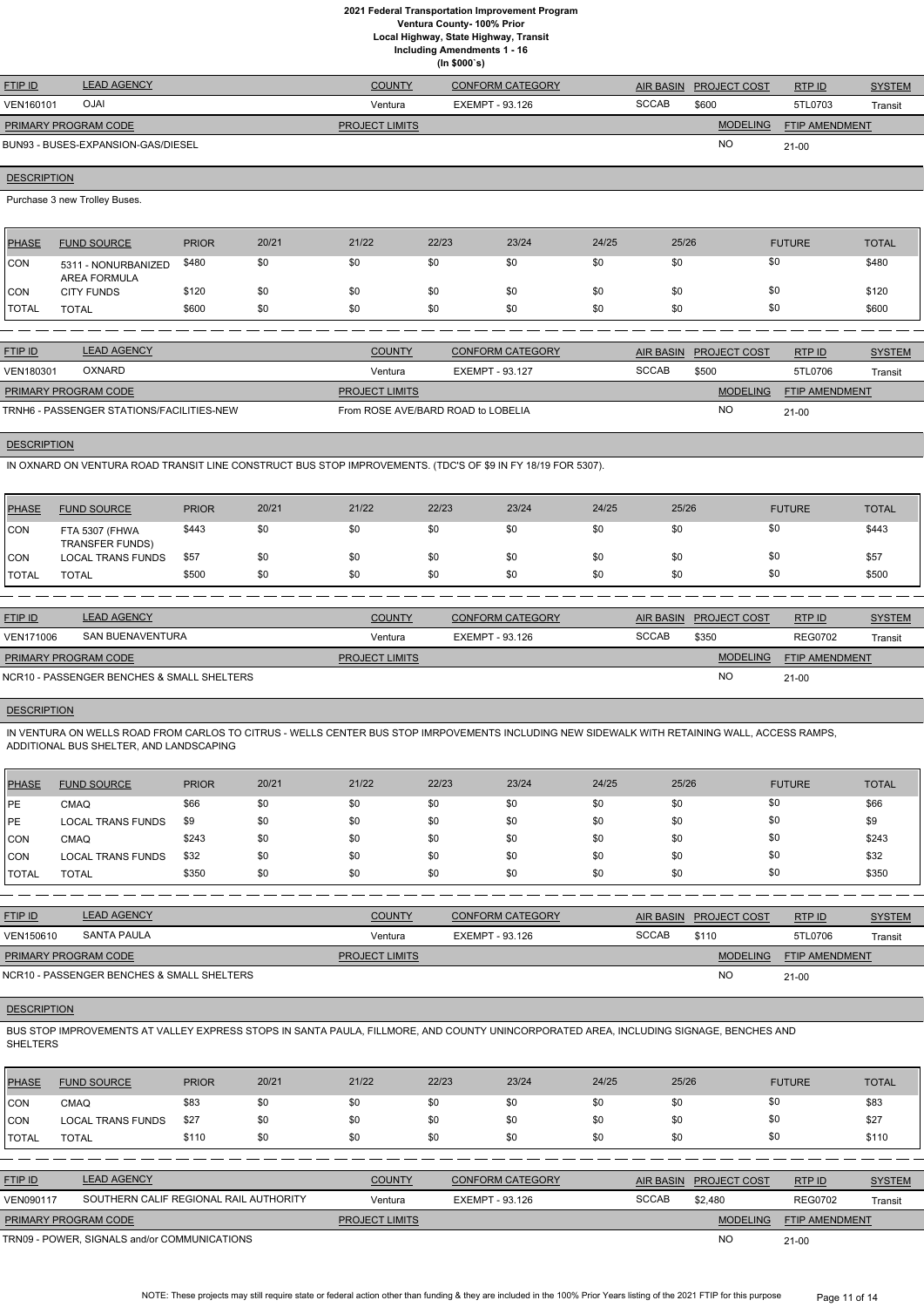# 2021 Federal Transportation Improvement Program

**Ventura County- 100% Prior**
**Local Highway, State Highway, Transit**
**Including Amendments 1 - 16**
**(In $000`s)**

| FTIP ID | LEAD AGENCY | COUNTY | CONFORM CATEGORY | AIR BASIN | PROJECT COST | RTP ID | SYSTEM |
|---|---|---|---|---|---|---|---|
| VEN160101 | OJAI | Ventura | EXEMPT - 93.126 | SCCAB | $600 | 5TL0703 | Transit |

| PRIMARY PROGRAM CODE | PROJECT LIMITS | MODELING | FTIP AMENDMENT |
|---|---|---|---|
| BUN93 - BUSES-EXPANSION-GAS/DIESEL | | NO | 21-00 |

**DESCRIPTION**

Purchase 3 new Trolley Buses.

| PHASE | FUND SOURCE | PRIOR | 20/21 | 21/22 | 22/23 | 23/24 | 24/25 | 25/26 | FUTURE | TOTAL |
|---|---|---|---|---|---|---|---|---|---|---|
| CON | 5311 - NONURBANIZED AREA FORMULA | $480 | $0 | $0 | $0 | $0 | $0 | $0 | $0 | $480 |
| CON | CITY FUNDS | $120 | $0 | $0 | $0 | $0 | $0 | $0 | $0 | $120 |
| TOTAL | TOTAL | $600 | $0 | $0 | $0 | $0 | $0 | $0 | $0 | $600 |

| FTIP ID | LEAD AGENCY | COUNTY | CONFORM CATEGORY | AIR BASIN | PROJECT COST | RTP ID | SYSTEM |
|---|---|---|---|---|---|---|---|
| VEN180301 | OXNARD | Ventura | EXEMPT - 93.127 | SCCAB | $500 | 5TL0706 | Transit |

| PRIMARY PROGRAM CODE | PROJECT LIMITS | MODELING | FTIP AMENDMENT |
|---|---|---|---|
| TRNH6 - PASSENGER STATIONS/FACILITIES-NEW | From ROSE AVE/BARD ROAD to LOBELIA | NO | 21-00 |

**DESCRIPTION**

IN OXNARD ON VENTURA ROAD TRANSIT LINE CONSTRUCT BUS STOP IMPROVEMENTS. (TDC'S OF $9 IN FY 18/19 FOR 5307).

| PHASE | FUND SOURCE | PRIOR | 20/21 | 21/22 | 22/23 | 23/24 | 24/25 | 25/26 | FUTURE | TOTAL |
|---|---|---|---|---|---|---|---|---|---|---|
| CON | FTA 5307 (FHWA TRANSFER FUNDS) | $443 | $0 | $0 | $0 | $0 | $0 | $0 | $0 | $443 |
| CON | LOCAL TRANS FUNDS | $57 | $0 | $0 | $0 | $0 | $0 | $0 | $0 | $57 |
| TOTAL | TOTAL | $500 | $0 | $0 | $0 | $0 | $0 | $0 | $0 | $500 |

| FTIP ID | LEAD AGENCY | COUNTY | CONFORM CATEGORY | AIR BASIN | PROJECT COST | RTP ID | SYSTEM |
|---|---|---|---|---|---|---|---|
| VEN171006 | SAN BUENAVENTURA | Ventura | EXEMPT - 93.126 | SCCAB | $350 | REG0702 | Transit |

| PRIMARY PROGRAM CODE | PROJECT LIMITS | MODELING | FTIP AMENDMENT |
|---|---|---|---|
| NCR10 - PASSENGER BENCHES & SMALL SHELTERS | | NO | 21-00 |

**DESCRIPTION**

IN VENTURA ON WELLS ROAD FROM CARLOS TO CITRUS - WELLS CENTER BUS STOP IMRPOVEMENTS INCLUDING NEW SIDEWALK WITH RETAINING WALL, ACCESS RAMPS, ADDITIONAL BUS SHELTER, AND LANDSCAPING

| PHASE | FUND SOURCE | PRIOR | 20/21 | 21/22 | 22/23 | 23/24 | 24/25 | 25/26 | FUTURE | TOTAL |
|---|---|---|---|---|---|---|---|---|---|---|
| PE | CMAQ | $66 | $0 | $0 | $0 | $0 | $0 | $0 | $0 | $66 |
| PE | LOCAL TRANS FUNDS | $9 | $0 | $0 | $0 | $0 | $0 | $0 | $0 | $9 |
| CON | CMAQ | $243 | $0 | $0 | $0 | $0 | $0 | $0 | $0 | $243 |
| CON | LOCAL TRANS FUNDS | $32 | $0 | $0 | $0 | $0 | $0 | $0 | $0 | $32 |
| TOTAL | TOTAL | $350 | $0 | $0 | $0 | $0 | $0 | $0 | $0 | $350 |

| FTIP ID | LEAD AGENCY | COUNTY | CONFORM CATEGORY | AIR BASIN | PROJECT COST | RTP ID | SYSTEM |
|---|---|---|---|---|---|---|---|
| VEN150610 | SANTA PAULA | Ventura | EXEMPT - 93.126 | SCCAB | $110 | 5TL0706 | Transit |

| PRIMARY PROGRAM CODE | PROJECT LIMITS | MODELING | FTIP AMENDMENT |
|---|---|---|---|
| NCR10 - PASSENGER BENCHES & SMALL SHELTERS | | NO | 21-00 |

**DESCRIPTION**

BUS STOP IMPROVEMENTS AT VALLEY EXPRESS STOPS IN SANTA PAULA, FILLMORE, AND COUNTY UNINCORPORATED AREA, INCLUDING SIGNAGE, BENCHES AND SHELTERS

| PHASE | FUND SOURCE | PRIOR | 20/21 | 21/22 | 22/23 | 23/24 | 24/25 | 25/26 | FUTURE | TOTAL |
|---|---|---|---|---|---|---|---|---|---|---|
| CON | CMAQ | $83 | $0 | $0 | $0 | $0 | $0 | $0 | $0 | $83 |
| CON | LOCAL TRANS FUNDS | $27 | $0 | $0 | $0 | $0 | $0 | $0 | $0 | $27 |
| TOTAL | TOTAL | $110 | $0 | $0 | $0 | $0 | $0 | $0 | $0 | $110 |

| FTIP ID | LEAD AGENCY | COUNTY | CONFORM CATEGORY | AIR BASIN | PROJECT COST | RTP ID | SYSTEM |
|---|---|---|---|---|---|---|---|
| VEN090117 | SOUTHERN CALIF REGIONAL RAIL AUTHORITY | Ventura | EXEMPT - 93.126 | SCCAB | $2,480 | REG0702 | Transit |

| PRIMARY PROGRAM CODE | PROJECT LIMITS | MODELING | FTIP AMENDMENT |
|---|---|---|---|
| TRN09 - POWER, SIGNALS and/or COMMUNICATIONS | | NO | 21-00 |

NOTE: These projects may still require state or federal action other than funding & they are included in the 100% Prior Years listing of the 2021 FTIP for this purpose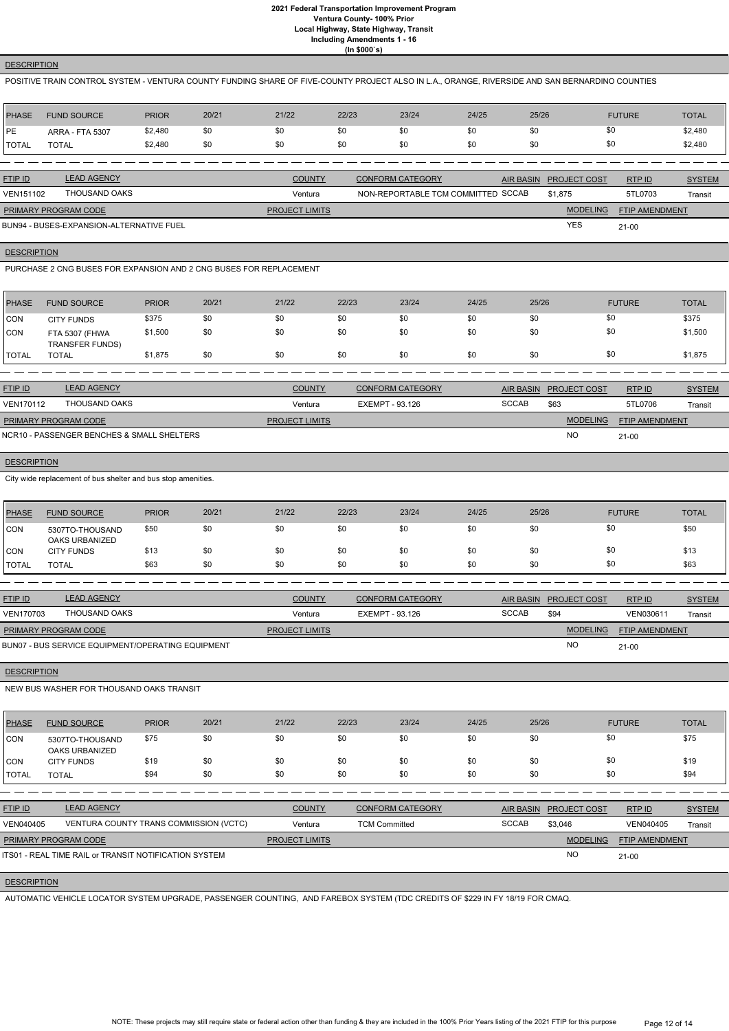**DESCRIPTION**

POSITIVE TRAIN CONTROL SYSTEM - VENTURA COUNTY FUNDING SHARE OF FIVE-COUNTY PROJECT ALSO IN L.A., ORANGE, RIVERSIDE AND SAN BERNARDINO COUNTIES

| PHASE | FUND SOURCE | PRIOR | 20/21 | 21/22 | 22/23 | 23/24 | 24/25 | 25/26 | FUTURE | TOTAL |
|---|---|---|---|---|---|---|---|---|---|---|
| PE | ARRA - FTA 5307 | $2,480 | $0 | $0 | $0 | $0 | $0 | $0 | $0 | $2,480 |
| TOTAL | TOTAL | $2,480 | $0 | $0 | $0 | $0 | $0 | $0 | $0 | $2,480 |

| FTIP ID | LEAD AGENCY | COUNTY | CONFORM CATEGORY | AIR BASIN | PROJECT COST | RTP ID | SYSTEM |
|---|---|---|---|---|---|---|---|
| VEN151102 | THOUSAND OAKS | Ventura | NON-REPORTABLE TCM COMMITTED | SCCAB | $1,875 | 5TL0703 | Transit |

| PRIMARY PROGRAM CODE | PROJECT LIMITS | MODELING | FTIP AMENDMENT |
|---|---|---|---|
| BUN94 - BUSES-EXPANSION-ALTERNATIVE FUEL | | YES | 21-00 |

**DESCRIPTION**

PURCHASE 2 CNG BUSES FOR EXPANSION AND 2 CNG BUSES FOR REPLACEMENT

| PHASE | FUND SOURCE | PRIOR | 20/21 | 21/22 | 22/23 | 23/24 | 24/25 | 25/26 | FUTURE | TOTAL |
|---|---|---|---|---|---|---|---|---|---|---|
| CON | CITY FUNDS | $375 | $0 | $0 | $0 | $0 | $0 | $0 | $0 | $375 |
| CON | FTA 5307 (FHWA TRANSFER FUNDS) | $1,500 | $0 | $0 | $0 | $0 | $0 | $0 | $0 | $1,500 |
| TOTAL | TOTAL | $1,875 | $0 | $0 | $0 | $0 | $0 | $0 | $0 | $1,875 |

| FTIP ID | LEAD AGENCY | COUNTY | CONFORM CATEGORY | AIR BASIN | PROJECT COST | RTP ID | SYSTEM |
|---|---|---|---|---|---|---|---|
| VEN170112 | THOUSAND OAKS | Ventura | EXEMPT - 93.126 | SCCAB | $63 | 5TL0706 | Transit |

| PRIMARY PROGRAM CODE | PROJECT LIMITS | MODELING | FTIP AMENDMENT |
|---|---|---|---|
| NCR10 - PASSENGER BENCHES & SMALL SHELTERS | | NO | 21-00 |

**DESCRIPTION**

City wide replacement of bus shelter and bus stop amenities.

| PHASE | FUND SOURCE | PRIOR | 20/21 | 21/22 | 22/23 | 23/24 | 24/25 | 25/26 | FUTURE | TOTAL |
|---|---|---|---|---|---|---|---|---|---|---|
| CON | 5307TO-THOUSAND OAKS URBANIZED | $50 | $0 | $0 | $0 | $0 | $0 | $0 | $0 | $50 |
| CON | CITY FUNDS | $13 | $0 | $0 | $0 | $0 | $0 | $0 | $0 | $13 |
| TOTAL | TOTAL | $63 | $0 | $0 | $0 | $0 | $0 | $0 | $0 | $63 |

| FTIP ID | LEAD AGENCY | COUNTY | CONFORM CATEGORY | AIR BASIN | PROJECT COST | RTP ID | SYSTEM |
|---|---|---|---|---|---|---|---|
| VEN170703 | THOUSAND OAKS | Ventura | EXEMPT - 93.126 | SCCAB | $94 | VEN030611 | Transit |

| PRIMARY PROGRAM CODE | PROJECT LIMITS | MODELING | FTIP AMENDMENT |
|---|---|---|---|
| BUN07 - BUS SERVICE EQUIPMENT/OPERATING EQUIPMENT | | NO | 21-00 |

**DESCRIPTION**

NEW BUS WASHER FOR THOUSAND OAKS TRANSIT

| PHASE | FUND SOURCE | PRIOR | 20/21 | 21/22 | 22/23 | 23/24 | 24/25 | 25/26 | FUTURE | TOTAL |
|---|---|---|---|---|---|---|---|---|---|---|
| CON | 5307TO-THOUSAND OAKS URBANIZED | $75 | $0 | $0 | $0 | $0 | $0 | $0 | $0 | $75 |
| CON | CITY FUNDS | $19 | $0 | $0 | $0 | $0 | $0 | $0 | $0 | $19 |
| TOTAL | TOTAL | $94 | $0 | $0 | $0 | $0 | $0 | $0 | $0 | $94 |

| FTIP ID | LEAD AGENCY | COUNTY | CONFORM CATEGORY | AIR BASIN | PROJECT COST | RTP ID | SYSTEM |
|---|---|---|---|---|---|---|---|
| VEN040405 | VENTURA COUNTY TRANS COMMISSION (VCTC) | Ventura | TCM Committed | SCCAB | $3,046 | VEN040405 | Transit |

| PRIMARY PROGRAM CODE | PROJECT LIMITS | MODELING | FTIP AMENDMENT |
|---|---|---|---|
| ITS01 - REAL TIME RAIL or TRANSIT NOTIFICATION SYSTEM | | NO | 21-00 |

**DESCRIPTION**

AUTOMATIC VEHICLE LOCATOR SYSTEM UPGRADE, PASSENGER COUNTING, AND FAREBOX SYSTEM (TDC CREDITS OF $229 IN FY 18/19 FOR CMAQ.

NOTE: These projects may still require state or federal action other than funding & they are included in the 100% Prior Years listing of the 2021 FTIP for this purpose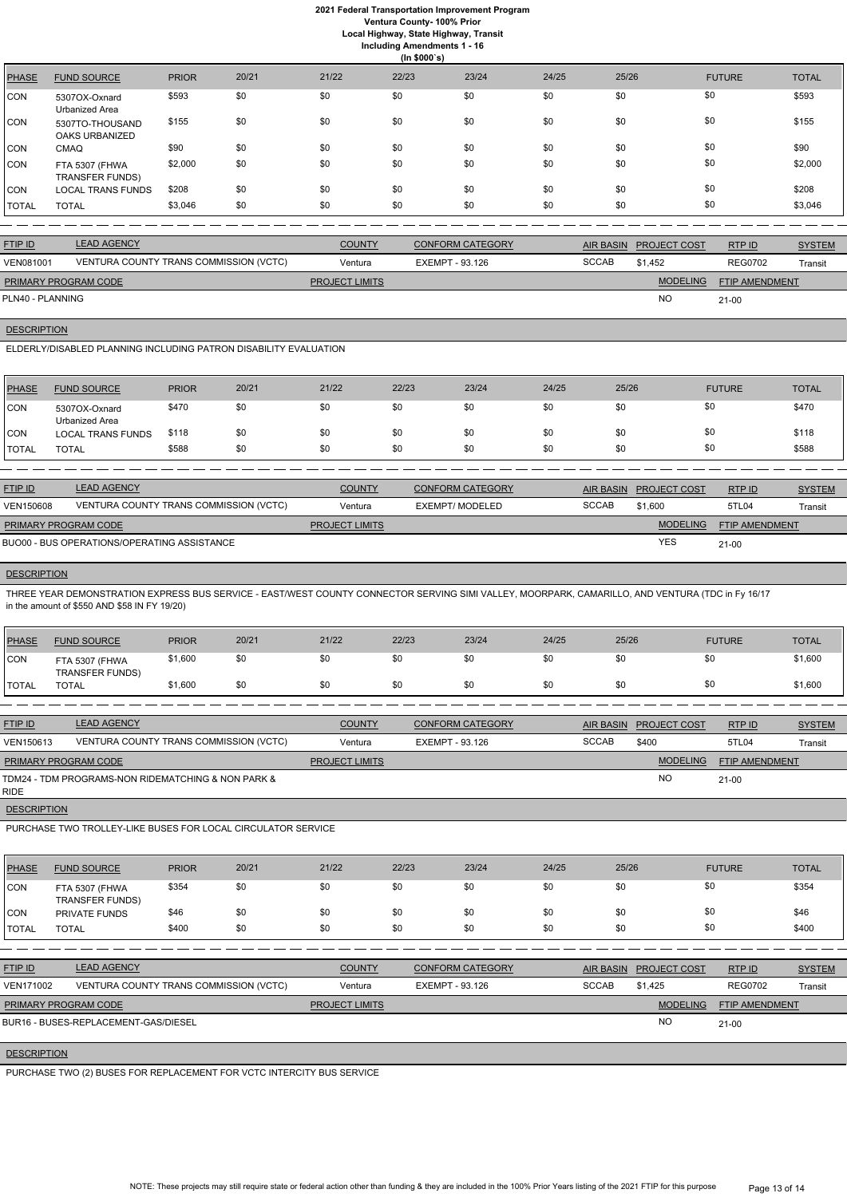# 2021 Federal Transportation Improvement Program
## Ventura County- 100% Prior
### Local Highway, State Highway, Transit
### Including Amendments 1 - 16
### (In $000`s)

| PHASE | FUND SOURCE | PRIOR | 20/21 | 21/22 | 22/23 | 23/24 | 24/25 | 25/26 | FUTURE | TOTAL |
|---|---|---|---|---|---|---|---|---|---|---|
| CON | 5307OX-Oxnard Urbanized Area | $593 | $0 | $0 | $0 | $0 | $0 | $0 | $0 | $593 |
| CON | 5307TO-THOUSAND OAKS URBANIZED | $155 | $0 | $0 | $0 | $0 | $0 | $0 | $0 | $155 |
| CON | CMAQ | $90 | $0 | $0 | $0 | $0 | $0 | $0 | $0 | $90 |
| CON | FTA 5307 (FHWA TRANSFER FUNDS) | $2,000 | $0 | $0 | $0 | $0 | $0 | $0 | $0 | $2,000 |
| CON | LOCAL TRANS FUNDS | $208 | $0 | $0 | $0 | $0 | $0 | $0 | $0 | $208 |
| TOTAL | TOTAL | $3,046 | $0 | $0 | $0 | $0 | $0 | $0 | $0 | $3,046 |

| FTIP ID | LEAD AGENCY | COUNTY | CONFORM CATEGORY | AIR BASIN | PROJECT COST | RTP ID | SYSTEM |
|---|---|---|---|---|---|---|---|
| VEN081001 | VENTURA COUNTY TRANS COMMISSION (VCTC) | Ventura | EXEMPT - 93.126 | SCCAB | $1,452 | REG0702 | Transit |

| PRIMARY PROGRAM CODE | PROJECT LIMITS | MODELING | FTIP AMENDMENT |
|---|---|---|---|
| PLN40 - PLANNING | | NO | 21-00 |

**DESCRIPTION**

ELDERLY/DISABLED PLANNING INCLUDING PATRON DISABILITY EVALUATION

| PHASE | FUND SOURCE | PRIOR | 20/21 | 21/22 | 22/23 | 23/24 | 24/25 | 25/26 | FUTURE | TOTAL |
|---|---|---|---|---|---|---|---|---|---|---|
| CON | 5307OX-Oxnard Urbanized Area | $470 | $0 | $0 | $0 | $0 | $0 | $0 | $0 | $470 |
| CON | LOCAL TRANS FUNDS | $118 | $0 | $0 | $0 | $0 | $0 | $0 | $0 | $118 |
| TOTAL | TOTAL | $588 | $0 | $0 | $0 | $0 | $0 | $0 | $0 | $588 |

| FTIP ID | LEAD AGENCY | COUNTY | CONFORM CATEGORY | AIR BASIN | PROJECT COST | RTP ID | SYSTEM |
|---|---|---|---|---|---|---|---|
| VEN150608 | VENTURA COUNTY TRANS COMMISSION (VCTC) | Ventura | EXEMPT/ MODELED | SCCAB | $1,600 | 5TL04 | Transit |

| PRIMARY PROGRAM CODE | PROJECT LIMITS | MODELING | FTIP AMENDMENT |
|---|---|---|---|
| BUO00 - BUS OPERATIONS/OPERATING ASSISTANCE | | YES | 21-00 |

**DESCRIPTION**

THREE YEAR DEMONSTRATION EXPRESS BUS SERVICE - EAST/WEST COUNTY CONNECTOR SERVING SIMI VALLEY, MOORPARK, CAMARILLO, AND VENTURA (TDC in Fy 16/17 in the amount of $550 AND $58 IN FY 19/20)

| PHASE | FUND SOURCE | PRIOR | 20/21 | 21/22 | 22/23 | 23/24 | 24/25 | 25/26 | FUTURE | TOTAL |
|---|---|---|---|---|---|---|---|---|---|---|
| CON | FTA 5307 (FHWA TRANSFER FUNDS) | $1,600 | $0 | $0 | $0 | $0 | $0 | $0 | $0 | $1,600 |
| TOTAL | TOTAL | $1,600 | $0 | $0 | $0 | $0 | $0 | $0 | $0 | $1,600 |

| FTIP ID | LEAD AGENCY | COUNTY | CONFORM CATEGORY | AIR BASIN | PROJECT COST | RTP ID | SYSTEM |
|---|---|---|---|---|---|---|---|
| VEN150613 | VENTURA COUNTY TRANS COMMISSION (VCTC) | Ventura | EXEMPT - 93.126 | SCCAB | $400 | 5TL04 | Transit |

| PRIMARY PROGRAM CODE | PROJECT LIMITS | MODELING | FTIP AMENDMENT |
|---|---|---|---|
| TDM24 - TDM PROGRAMS-NON RIDEMATCHING & NON PARK & RIDE | | NO | 21-00 |

**DESCRIPTION**

PURCHASE TWO TROLLEY-LIKE BUSES FOR LOCAL CIRCULATOR SERVICE

| PHASE | FUND SOURCE | PRIOR | 20/21 | 21/22 | 22/23 | 23/24 | 24/25 | 25/26 | FUTURE | TOTAL |
|---|---|---|---|---|---|---|---|---|---|---|
| CON | FTA 5307 (FHWA TRANSFER FUNDS) | $354 | $0 | $0 | $0 | $0 | $0 | $0 | $0 | $354 |
| CON | PRIVATE FUNDS | $46 | $0 | $0 | $0 | $0 | $0 | $0 | $0 | $46 |
| TOTAL | TOTAL | $400 | $0 | $0 | $0 | $0 | $0 | $0 | $0 | $400 |

| FTIP ID | LEAD AGENCY | COUNTY | CONFORM CATEGORY | AIR BASIN | PROJECT COST | RTP ID | SYSTEM |
|---|---|---|---|---|---|---|---|
| VEN171002 | VENTURA COUNTY TRANS COMMISSION (VCTC) | Ventura | EXEMPT - 93.126 | SCCAB | $1,425 | REG0702 | Transit |

| PRIMARY PROGRAM CODE | PROJECT LIMITS | MODELING | FTIP AMENDMENT |
|---|---|---|---|
| BUR16 - BUSES-REPLACEMENT-GAS/DIESEL | | NO | 21-00 |

**DESCRIPTION**

PURCHASE TWO (2) BUSES FOR REPLACEMENT FOR VCTC INTERCITY BUS SERVICE

NOTE: These projects may still require state or federal action other than funding & they are included in the 100% Prior Years listing of the 2021 FTIP for this purpose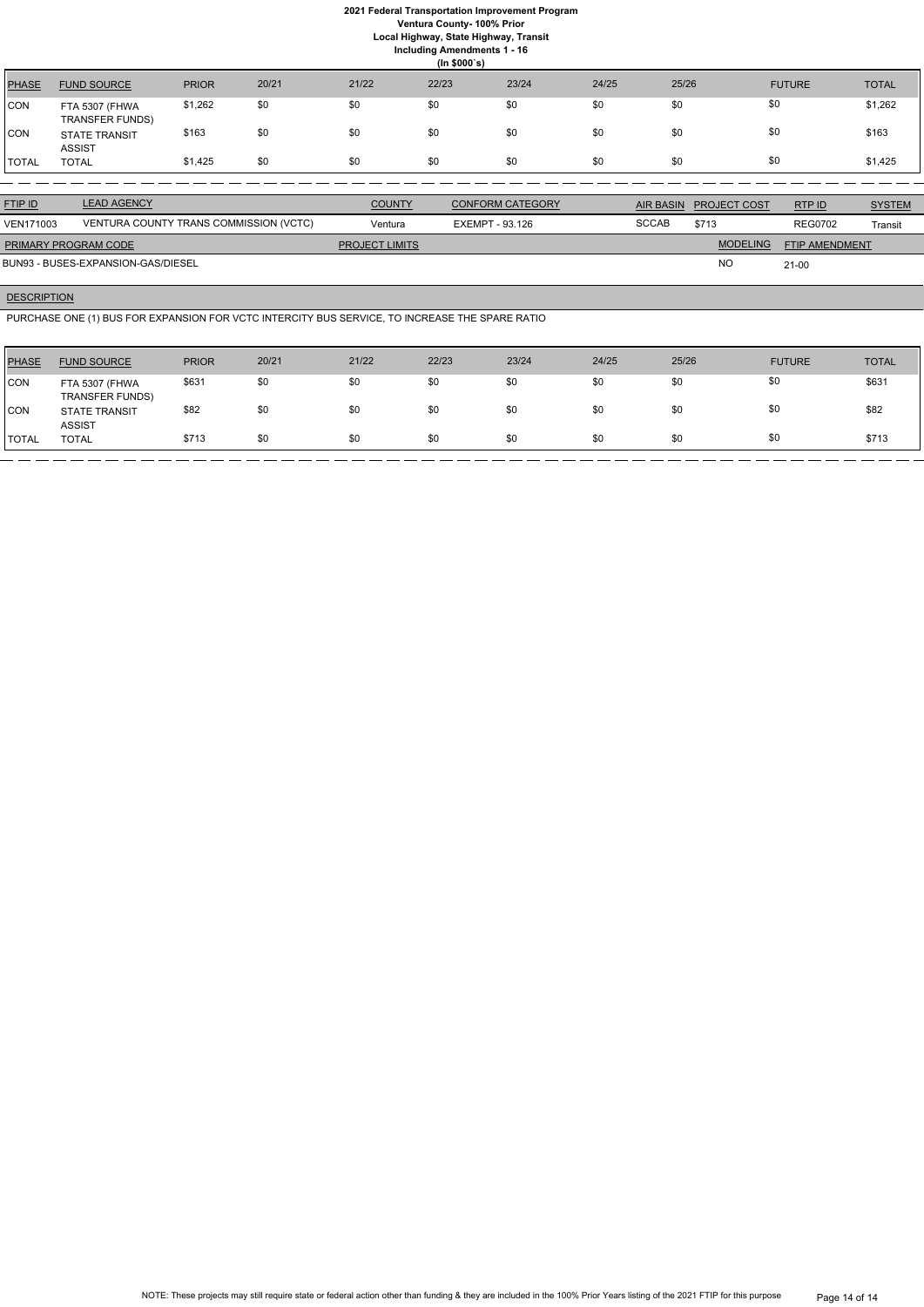# 2021 Federal Transportation Improvement Program
**Ventura County- 100% Prior**
**Local Highway, State Highway, Transit**
**Including Amendments 1 - 16**
**(In $000`s)**

| PHASE | FUND SOURCE | PRIOR | 20/21 | 21/22 | 22/23 | 23/24 | 24/25 | 25/26 | FUTURE | TOTAL |
|---|---|---|---|---|---|---|---|---|---|---|
| CON | FTA 5307 (FHWA TRANSFER FUNDS) | $1,262 | $0 | $0 | $0 | $0 | $0 | $0 | $0 | $1,262 |
| CON | STATE TRANSIT ASSIST | $163 | $0 | $0 | $0 | $0 | $0 | $0 | $0 | $163 |
| TOTAL | TOTAL | $1,425 | $0 | $0 | $0 | $0 | $0 | $0 | $0 | $1,425 |

| FTIP ID | LEAD AGENCY | COUNTY | CONFORM CATEGORY | AIR BASIN | PROJECT COST | RTP ID | SYSTEM |
|---|---|---|---|---|---|---|---|
| VEN171003 | VENTURA COUNTY TRANS COMMISSION (VCTC) | Ventura | EXEMPT - 93.126 | SCCAB | $713 | REG0702 | Transit |

| PRIMARY PROGRAM CODE | PROJECT LIMITS | MODELING | FTIP AMENDMENT |
|---|---|---|---|
| BUN93 - BUSES-EXPANSION-GAS/DIESEL | | NO | 21-00 |

**DESCRIPTION**

PURCHASE ONE (1) BUS FOR EXPANSION FOR VCTC INTERCITY BUS SERVICE, TO INCREASE THE SPARE RATIO

| PHASE | FUND SOURCE | PRIOR | 20/21 | 21/22 | 22/23 | 23/24 | 24/25 | 25/26 | FUTURE | TOTAL |
|---|---|---|---|---|---|---|---|---|---|---|
| CON | FTA 5307 (FHWA TRANSFER FUNDS) | $631 | $0 | $0 | $0 | $0 | $0 | $0 | $0 | $631 |
| CON | STATE TRANSIT ASSIST | $82 | $0 | $0 | $0 | $0 | $0 | $0 | $0 | $82 |
| TOTAL | TOTAL | $713 | $0 | $0 | $0 | $0 | $0 | $0 | $0 | $713 |

NOTE: These projects may still require state or federal action other than funding & they are included in the 100% Prior Years listing of the 2021 FTIP for this purpose